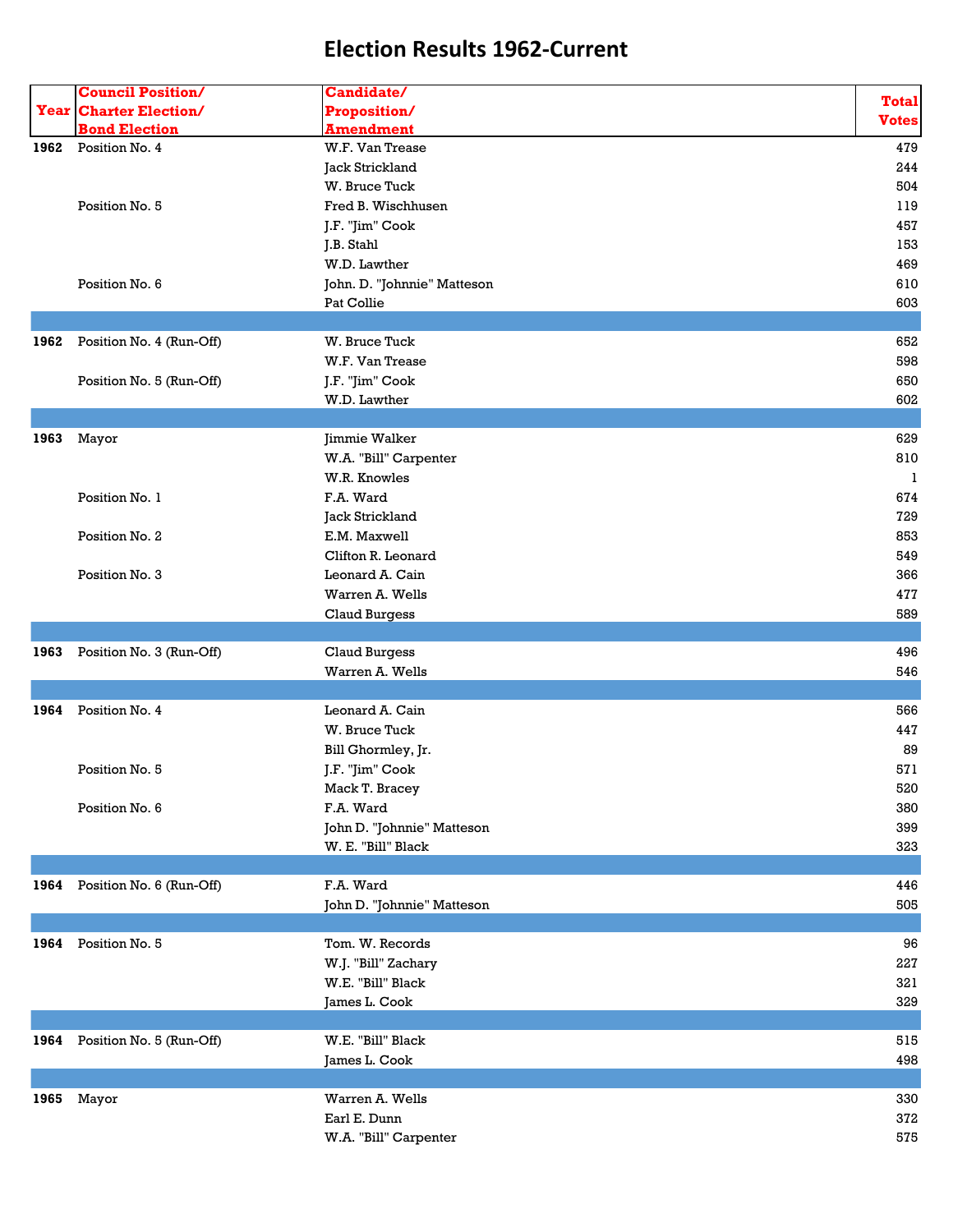# Election Results 1962-Current

| Year | Council Position/ Charter Election/ Bond Election | Candidate/ Proposition/ Amendment | Total Votes |
|---|---|---|---|
| 1962 | Position No. 4 | W.F. Van Trease | 479 |
| | | Jack Strickland | 244 |
| | | W. Bruce Tuck | 504 |
| | Position No. 5 | Fred B. Wischhusen | 119 |
| | | J.F. "Jim" Cook | 457 |
| | | J.B. Stahl | 153 |
| | | W.D. Lawther | 469 |
| | Position No. 6 | John. D. "Johnnie" Matteson | 610 |
| | | Pat Collie | 603 |
| | | | |
| 1962 | Position No. 4 (Run-Off) | W. Bruce Tuck | 652 |
| | | W.F. Van Trease | 598 |
| | Position No. 5 (Run-Off) | J.F. "Jim" Cook | 650 |
| | | W.D. Lawther | 602 |
| | | | |
| 1963 | Mayor | Jimmie Walker | 629 |
| | | W.A. "Bill" Carpenter | 810 |
| | | W.R. Knowles | 1 |
| | Position No. 1 | F.A. Ward | 674 |
| | | Jack Strickland | 729 |
| | Position No. 2 | E.M. Maxwell | 853 |
| | | Clifton R. Leonard | 549 |
| | Position No. 3 | Leonard A. Cain | 366 |
| | | Warren A. Wells | 477 |
| | | Claud Burgess | 589 |
| | | | |
| 1963 | Position No. 3 (Run-Off) | Claud Burgess | 496 |
| | | Warren A. Wells | 546 |
| | | | |
| 1964 | Position No. 4 | Leonard A. Cain | 566 |
| | | W. Bruce Tuck | 447 |
| | | Bill Ghormley, Jr. | 89 |
| | Position No. 5 | J.F. "Jim" Cook | 571 |
| | | Mack T. Bracey | 520 |
| | Position No. 6 | F.A. Ward | 380 |
| | | John D. "Johnnie" Matteson | 399 |
| | | W. E. "Bill" Black | 323 |
| | | | |
| 1964 | Position No. 6 (Run-Off) | F.A. Ward | 446 |
| | | John D. "Johnnie" Matteson | 505 |
| | | | |
| 1964 | Position No. 5 | Tom. W. Records | 96 |
| | | W.J. "Bill" Zachary | 227 |
| | | W.E. "Bill" Black | 321 |
| | | James L. Cook | 329 |
| | | | |
| 1964 | Position No. 5 (Run-Off) | W.E. "Bill" Black | 515 |
| | | James L. Cook | 498 |
| | | | |
| 1965 | Mayor | Warren A. Wells | 330 |
| | | Earl E. Dunn | 372 |
| | | W.A. "Bill" Carpenter | 575 |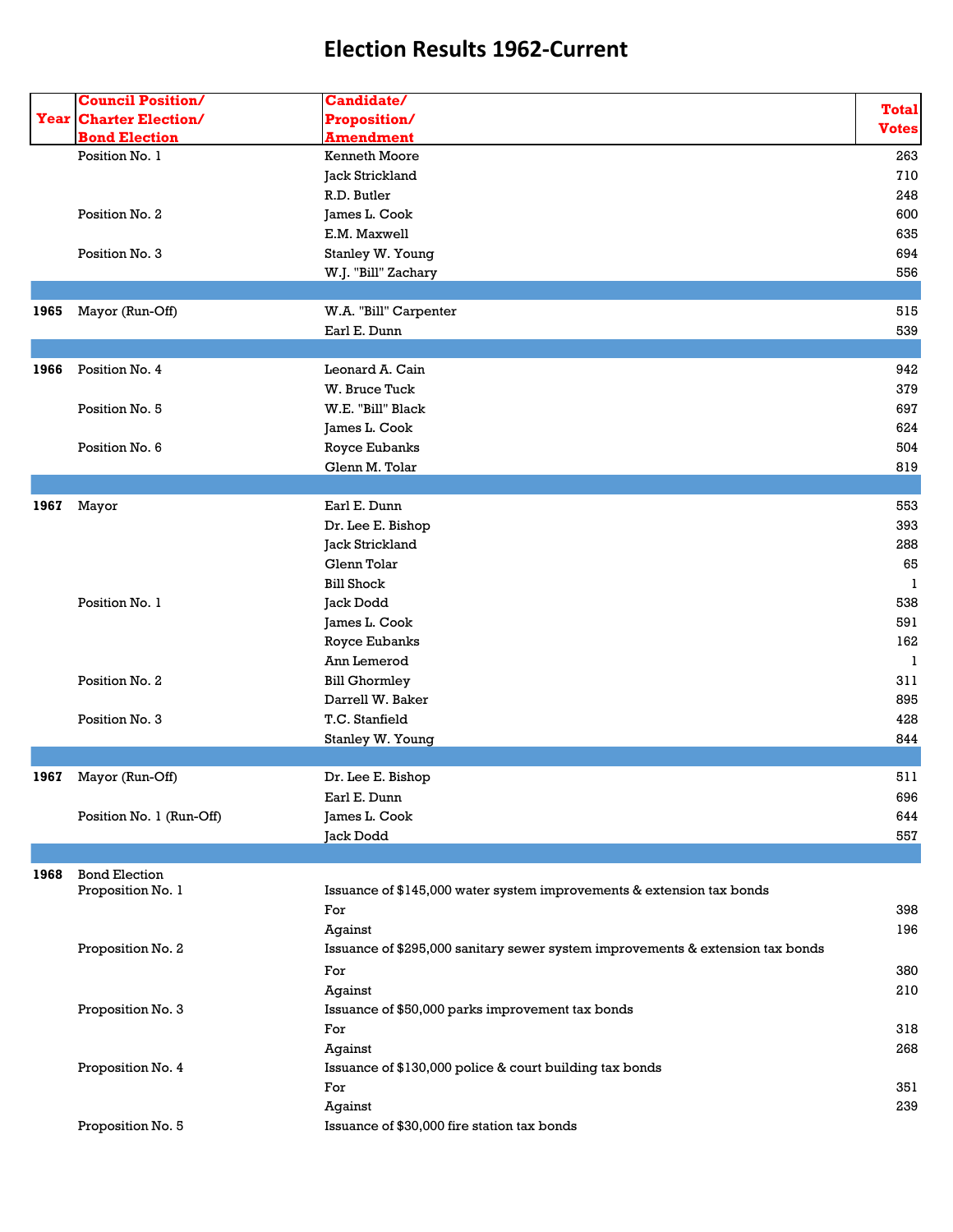# Election Results 1962-Current

| Year | Council Position/ Charter Election/ Bond Election | Candidate/ Proposition/ Amendment | Total Votes |
|---|---|---|---|
| | Position No. 1 | Kenneth Moore | 263 |
| | | Jack Strickland | 710 |
| | | R.D. Butler | 248 |
| | Position No. 2 | James L. Cook | 600 |
| | | E.M. Maxwell | 635 |
| | Position No. 3 | Stanley W. Young | 694 |
| | | W.J. "Bill" Zachary | 556 |
| | | | |
| 1965 | Mayor (Run-Off) | W.A. "Bill" Carpenter | 515 |
| | | Earl E. Dunn | 539 |
| | | | |
| 1966 | Position No. 4 | Leonard A. Cain | 942 |
| | | W. Bruce Tuck | 379 |
| | Position No. 5 | W.E. "Bill" Black | 697 |
| | | James L. Cook | 624 |
| | Position No. 6 | Royce Eubanks | 504 |
| | | Glenn M. Tolar | 819 |
| | | | |
| 1967 | Mayor | Earl E. Dunn | 553 |
| | | Dr. Lee E. Bishop | 393 |
| | | Jack Strickland | 288 |
| | | Glenn Tolar | 65 |
| | | Bill Shock | 1 |
| | Position No. 1 | Jack Dodd | 538 |
| | | James L. Cook | 591 |
| | | Royce Eubanks | 162 |
| | | Ann Lemerod | 1 |
| | Position No. 2 | Bill Ghormley | 311 |
| | | Darrell W. Baker | 895 |
| | Position No. 3 | T.C. Stanfield | 428 |
| | | Stanley W. Young | 844 |
| | | | |
| 1967 | Mayor (Run-Off) | Dr. Lee E. Bishop | 511 |
| | | Earl E. Dunn | 696 |
| | Position No. 1 (Run-Off) | James L. Cook | 644 |
| | | Jack Dodd | 557 |
| | | | |
| 1968 | Bond Election | | |
| | Proposition No. 1 | Issuance of $145,000 water system improvements & extension tax bonds | |
| | | For | 398 |
| | | Against | 196 |
| | Proposition No. 2 | Issuance of $295,000 sanitary sewer system improvements & extension tax bonds | |
| | | For | 380 |
| | | Against | 210 |
| | Proposition No. 3 | Issuance of $50,000 parks improvement tax bonds | |
| | | For | 318 |
| | | Against | 268 |
| | Proposition No. 4 | Issuance of $130,000 police & court building tax bonds | |
| | | For | 351 |
| | | Against | 239 |
| | Proposition No. 5 | Issuance of $30,000 fire station tax bonds | |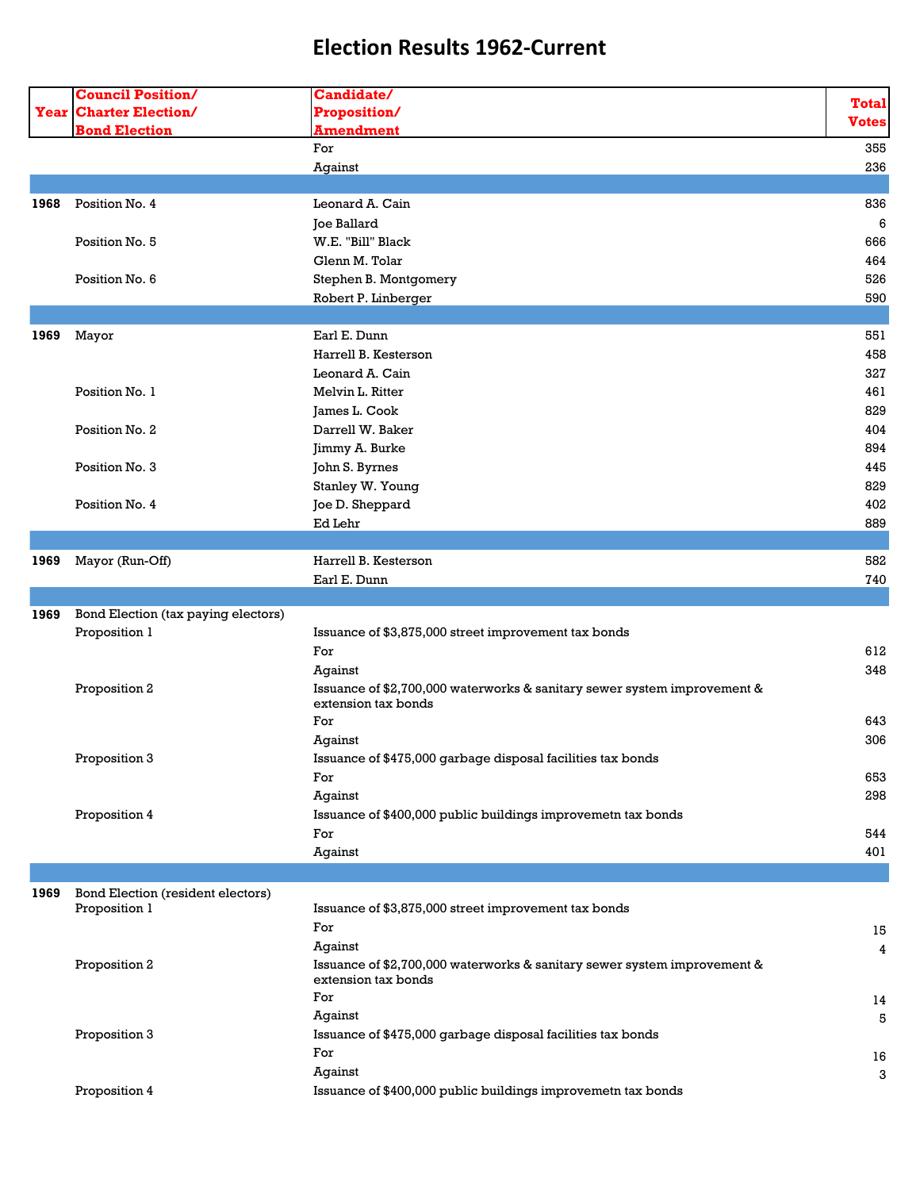# Election Results 1962-Current

| Year | Council Position/ Charter Election/ Bond Election | Candidate/ Proposition/ Amendment | Total Votes |
|---|---|---|---|
| | | For | 355 |
| | | Against | 236 |
| | | | |
| 1968 | Position No. 4 | Leonard A. Cain | 836 |
| | | Joe Ballard | 6 |
| | Position No. 5 | W.E. "Bill" Black | 666 |
| | | Glenn M. Tolar | 464 |
| | Position No. 6 | Stephen B. Montgomery | 526 |
| | | Robert P. Linberger | 590 |
| | | | |
| 1969 | Mayor | Earl E. Dunn | 551 |
| | | Harrell B. Kesterson | 458 |
| | | Leonard A. Cain | 327 |
| | Position No. 1 | Melvin L. Ritter | 461 |
| | | James L. Cook | 829 |
| | Position No. 2 | Darrell W. Baker | 404 |
| | | Jimmy A. Burke | 894 |
| | Position No. 3 | John S. Byrnes | 445 |
| | | Stanley W. Young | 829 |
| | Position No. 4 | Joe D. Sheppard | 402 |
| | | Ed Lehr | 889 |
| | | | |
| 1969 | Mayor (Run-Off) | Harrell B. Kesterson | 582 |
| | | Earl E. Dunn | 740 |
| | | | |
| 1969 | Bond Election (tax paying electors) | | |
| | Proposition 1 | Issuance of $3,875,000 street improvement tax bonds | |
| | | For | 612 |
| | | Against | 348 |
| | Proposition 2 | Issuance of $2,700,000 waterworks & sanitary sewer system improvement & extension tax bonds | |
| | | For | 643 |
| | | Against | 306 |
| | Proposition 3 | Issuance of $475,000 garbage disposal facilities tax bonds | |
| | | For | 653 |
| | | Against | 298 |
| | Proposition 4 | Issuance of $400,000 public buildings improvemetn tax bonds | |
| | | For | 544 |
| | | Against | 401 |
| | | | |
| 1969 | Bond Election (resident electors) | | |
| | Proposition 1 | Issuance of $3,875,000 street improvement tax bonds | |
| | | For | 15 |
| | | Against | 4 |
| | Proposition 2 | Issuance of $2,700,000 waterworks & sanitary sewer system improvement & extension tax bonds | |
| | | For | 14 |
| | | Against | 5 |
| | Proposition 3 | Issuance of $475,000 garbage disposal facilities tax bonds | |
| | | For | 16 |
| | | Against | 3 |
| | Proposition 4 | Issuance of $400,000 public buildings improvemetn tax bonds | |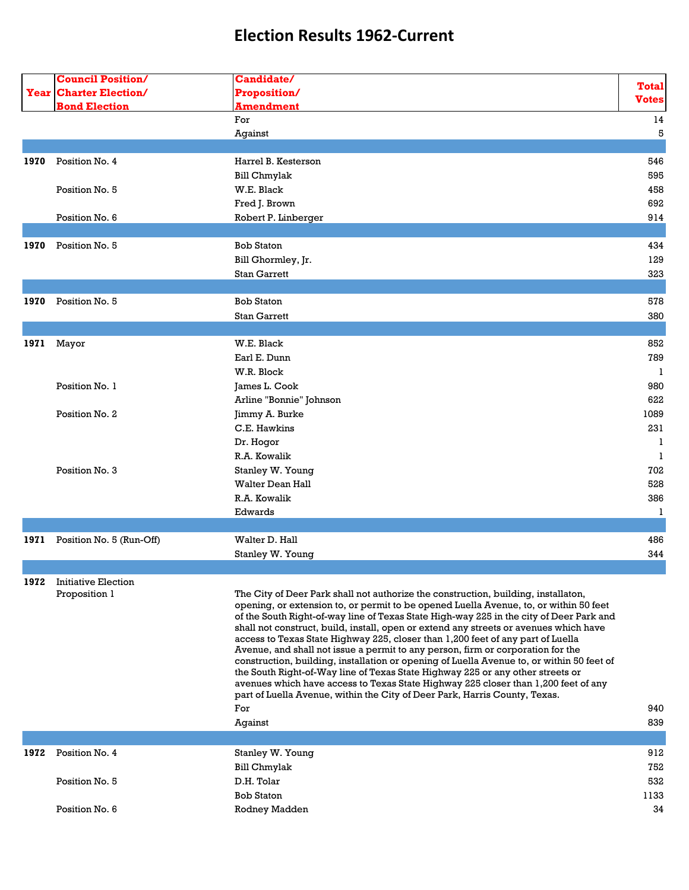# Election Results 1962-Current

| Year | Council Position/ Charter Election/ Bond Election | Candidate/ Proposition/ Amendment | Total Votes |
|---|---|---|---|
| | | For | 14 |
| | | Against | 5 |
| | | | |
| 1970 | Position No. 4 | Harrel B. Kesterson | 546 |
| | | Bill Chmylak | 595 |
| | Position No. 5 | W.E. Black | 458 |
| | | Fred J. Brown | 692 |
| | Position No. 6 | Robert P. Linberger | 914 |
| | | | |
| 1970 | Position No. 5 | Bob Staton | 434 |
| | | Bill Ghormley, Jr. | 129 |
| | | Stan Garrett | 323 |
| | | | |
| 1970 | Position No. 5 | Bob Staton | 578 |
| | | Stan Garrett | 380 |
| | | | |
| 1971 | Mayor | W.E. Black | 852 |
| | | Earl E. Dunn | 789 |
| | | W.R. Block | 1 |
| | Position No. 1 | James L. Cook | 980 |
| | | Arline "Bonnie" Johnson | 622 |
| | Position No. 2 | Jimmy A. Burke | 1089 |
| | | C.E. Hawkins | 231 |
| | | Dr. Hogor | 1 |
| | | R.A. Kowalik | 1 |
| | Position No. 3 | Stanley W. Young | 702 |
| | | Walter Dean Hall | 528 |
| | | R.A. Kowalik | 386 |
| | | Edwards | 1 |
| | | | |
| 1971 | Position No. 5 (Run-Off) | Walter D. Hall | 486 |
| | | Stanley W. Young | 344 |
| | | | |
| 1972 | Initiative Election | | |
| | Proposition 1 | The City of Deer Park shall not authorize the construction, building, installaton, opening, or extension to, or permit to be opened Luella Avenue, to, or within 50 feet of the South Right-of-way line of Texas State High-way 225 in the city of Deer Park and shall not construct, build, install, open or extend any streets or avenues which have access to Texas State Highway 225, closer than 1,200 feet of any part of Luella Avenue, and shall not issue a permit to any person, firm or corporation for the construction, building, installation or opening of Luella Avenue to, or within 50 feet of the South Right-of-Way line of Texas State Highway 225 or any other streets or avenues which have access to Texas State Highway 225 closer than 1,200 feet of any part of Luella Avenue, within the City of Deer Park, Harris County, Texas. | |
| | | For | 940 |
| | | Against | 839 |
| | | | |
| 1972 | Position No. 4 | Stanley W. Young | 912 |
| | | Bill Chmylak | 752 |
| | Position No. 5 | D.H. Tolar | 532 |
| | | Bob Staton | 1133 |
| | Position No. 6 | Rodney Madden | 34 |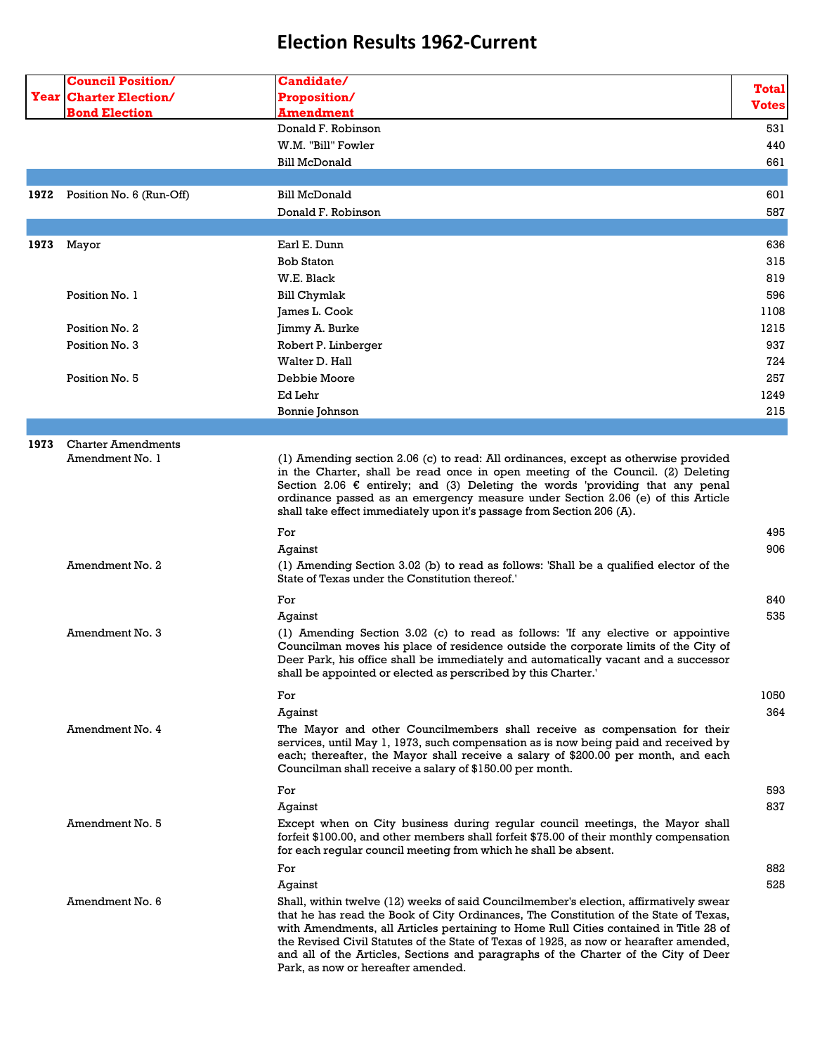# Election Results 1962-Current

| Year | Council Position/ Charter Election/ Bond Election | Candidate/ Proposition/ Amendment | Total Votes |
|---|---|---|---|
| | | Donald F. Robinson | 531 |
| | | W.M. "Bill" Fowler | 440 |
| | | Bill McDonald | 661 |
| | | | |
| 1972 | Position No. 6 (Run-Off) | Bill McDonald | 601 |
| | | Donald F. Robinson | 587 |
| | | | |
| 1973 | Mayor | Earl E. Dunn | 636 |
| | | Bob Staton | 315 |
| | | W.E. Black | 819 |
| | Position No. 1 | Bill Chymlak | 596 |
| | | James L. Cook | 1108 |
| | Position No. 2 | Jimmy A. Burke | 1215 |
| | Position No. 3 | Robert P. Linberger | 937 |
| | | Walter D. Hall | 724 |
| | Position No. 5 | Debbie Moore | 257 |
| | | Ed Lehr | 1249 |
| | | Bonnie Johnson | 215 |
| | | | |
| 1973 | Charter Amendments | | |
| | Amendment No. 1 | (1) Amending section 2.06 (c) to read: All ordinances, except as otherwise provided in the Charter, shall be read once in open meeting of the Council. (2) Deleting Section 2.06 € entirely; and (3) Deleting the words 'providing that any penal ordinance passed as an emergency measure under Section 2.06 (e) of this Article shall take effect immediately upon it's passage from Section 206 (A). | |
| | | For | 495 |
| | | Against | 906 |
| | Amendment No. 2 | (1) Amending Section 3.02 (b) to read as follows: 'Shall be a qualified elector of the State of Texas under the Constitution thereof.' | |
| | | For | 840 |
| | | Against | 535 |
| | Amendment No. 3 | (1) Amending Section 3.02 (c) to read as follows: 'If any elective or appointive Councilman moves his place of residence outside the corporate limits of the City of Deer Park, his office shall be immediately and automatically vacant and a successor shall be appointed or elected as perscribed by this Charter.' | |
| | | For | 1050 |
| | | Against | 364 |
| | Amendment No. 4 | The Mayor and other Councilmembers shall receive as compensation for their services, until May 1, 1973, such compensation as is now being paid and received by each; thereafter, the Mayor shall receive a salary of $200.00 per month, and each Councilman shall receive a salary of $150.00 per month. | |
| | | For | 593 |
| | | Against | 837 |
| | Amendment No. 5 | Except when on City business during regular council meetings, the Mayor shall forfeit $100.00, and other members shall forfeit $75.00 of their monthly compensation for each regular council meeting from which he shall be absent. | |
| | | For | 882 |
| | | Against | 525 |
| | Amendment No. 6 | Shall, within twelve (12) weeks of said Councilmember's election, affirmatively swear that he has read the Book of City Ordinances, The Constitution of the State of Texas, with Amendments, all Articles pertaining to Home Rull Cities contained in Title 28 of the Revised Civil Statutes of the State of Texas of 1925, as now or hearafter amended, and all of the Articles, Sections and paragraphs of the Charter of the City of Deer Park, as now or hereafter amended. | |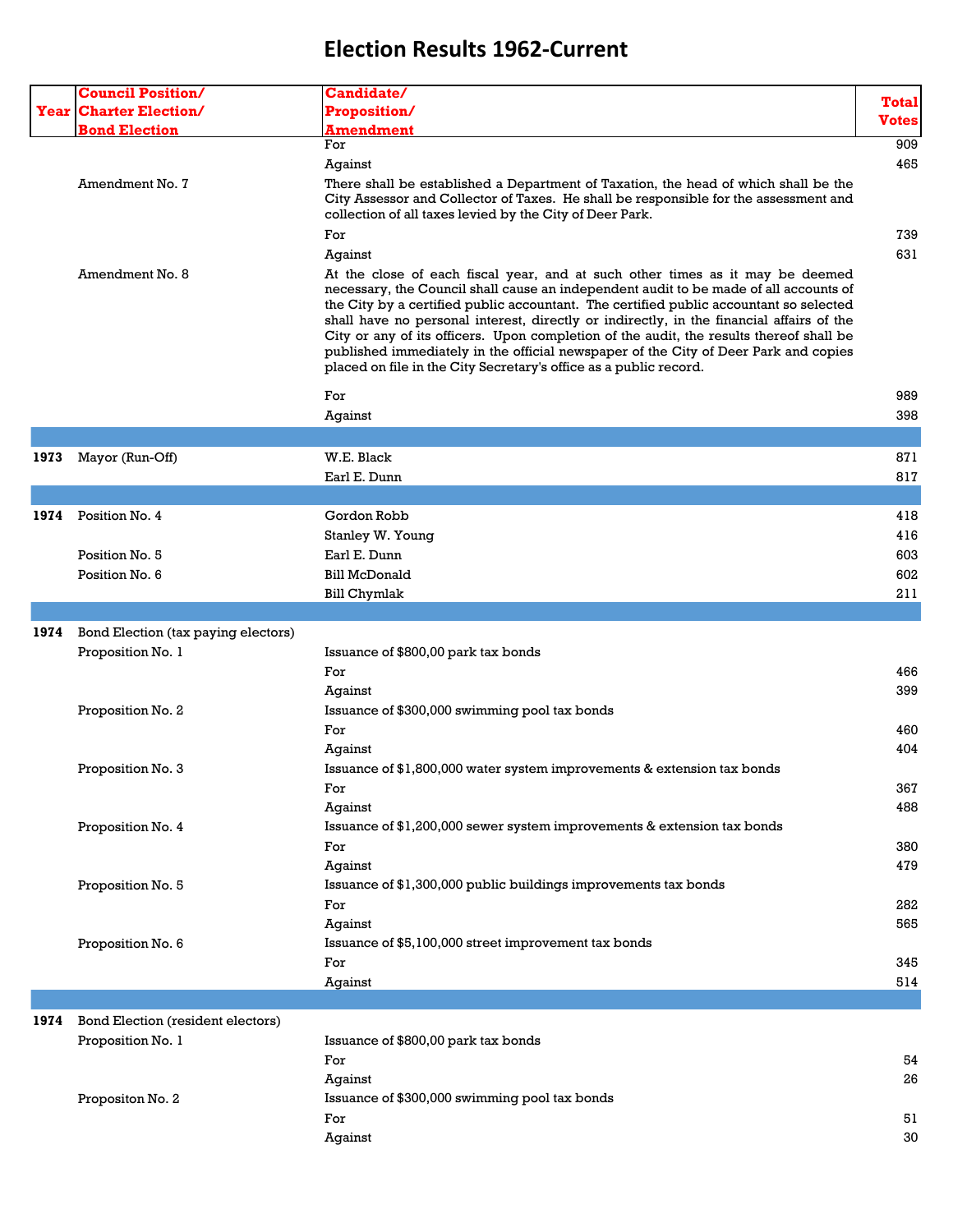# Election Results 1962-Current

| Year | Council Position/ Charter Election/ Bond Election | Candidate/ Proposition/ Amendment | Total Votes |
|---|---|---|---|
| | | For | 909 |
| | | Against | 465 |
| | Amendment No. 7 | There shall be established a Department of Taxation, the head of which shall be the City Assessor and Collector of Taxes. He shall be responsible for the assessment and collection of all taxes levied by the City of Deer Park. | |
| | | For | 739 |
| | | Against | 631 |
| | Amendment No. 8 | At the close of each fiscal year, and at such other times as it may be deemed necessary, the Council shall cause an independent audit to be made of all accounts of the City by a certified public accountant. The certified public accountant so selected shall have no personal interest, directly or indirectly, in the financial affairs of the City or any of its officers. Upon completion of the audit, the results thereof shall be published immediately in the official newspaper of the City of Deer Park and copies placed on file in the City Secretary's office as a public record. | |
| | | For | 989 |
| | | Against | 398 |
| | | | |
| **1973** | Mayor (Run-Off) | W.E. Black | 871 |
| | | Earl E. Dunn | 817 |
| | | | |
| **1974** | Position No. 4 | Gordon Robb | 418 |
| | | Stanley W. Young | 416 |
| | Position No. 5 | Earl E. Dunn | 603 |
| | Position No. 6 | Bill McDonald | 602 |
| | | Bill Chymlak | 211 |
| | | | |
| **1974** | Bond Election (tax paying electors) | | |
| | Proposition No. 1 | Issuance of $800,00 park tax bonds | |
| | | For | 466 |
| | | Against | 399 |
| | Proposition No. 2 | Issuance of $300,000 swimming pool tax bonds | |
| | | For | 460 |
| | | Against | 404 |
| | Proposition No. 3 | Issuance of $1,800,000 water system improvements & extension tax bonds | |
| | | For | 367 |
| | | Against | 488 |
| | Proposition No. 4 | Issuance of $1,200,000 sewer system improvements & extension tax bonds | |
| | | For | 380 |
| | | Against | 479 |
| | Proposition No. 5 | Issuance of $1,300,000 public buildings improvements tax bonds | |
| | | For | 282 |
| | | Against | 565 |
| | Proposition No. 6 | Issuance of $5,100,000 street improvement tax bonds | |
| | | For | 345 |
| | | Against | 514 |
| | | | |
| **1974** | Bond Election (resident electors) | | |
| | Proposition No. 1 | Issuance of $800,00 park tax bonds | |
| | | For | 54 |
| | | Against | 26 |
| | Propositon No. 2 | Issuance of $300,000 swimming pool tax bonds | |
| | | For | 51 |
| | | Against | 30 |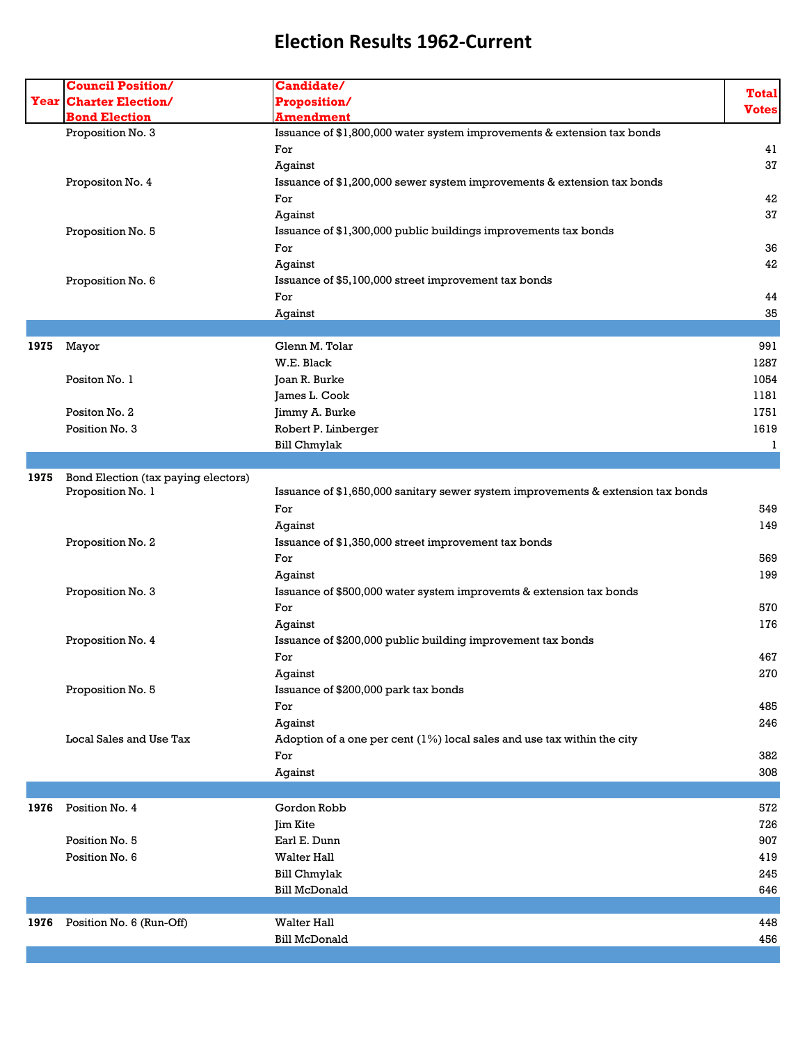# Election Results 1962-Current

| Year | Council Position/ Charter Election/ Bond Election | Candidate/ Proposition/ Amendment | Total Votes |
|---|---|---|---|
| | Proposition No. 3 | Issuance of $1,800,000 water system improvements & extension tax bonds | |
| | | For | 41 |
| | | Against | 37 |
| | Propositon No. 4 | Issuance of $1,200,000 sewer system improvements & extension tax bonds | |
| | | For | 42 |
| | | Against | 37 |
| | Proposition No. 5 | Issuance of $1,300,000 public buildings improvements tax bonds | |
| | | For | 36 |
| | | Against | 42 |
| | Proposition No. 6 | Issuance of $5,100,000 street improvement tax bonds | |
| | | For | 44 |
| | | Against | 35 |
| | | | |
| **1975** | Mayor | Glenn M. Tolar | 991 |
| | | W.E. Black | 1287 |
| | Positon No. 1 | Joan R. Burke | 1054 |
| | | James L. Cook | 1181 |
| | Positon No. 2 | Jimmy A. Burke | 1751 |
| | Position No. 3 | Robert P. Linberger | 1619 |
| | | Bill Chmylak | 1 |
| | | | |
| **1975** | Bond Election (tax paying electors) | | |
| | Proposition No. 1 | Issuance of $1,650,000 sanitary sewer system improvements & extension tax bonds | |
| | | For | 549 |
| | | Against | 149 |
| | Proposition No. 2 | Issuance of $1,350,000 street improvement tax bonds | |
| | | For | 569 |
| | | Against | 199 |
| | Proposition No. 3 | Issuance of $500,000 water system improvemts & extension tax bonds | |
| | | For | 570 |
| | | Against | 176 |
| | Proposition No. 4 | Issuance of $200,000 public building improvement tax bonds | |
| | | For | 467 |
| | | Against | 270 |
| | Proposition No. 5 | Issuance of $200,000 park tax bonds | |
| | | For | 485 |
| | | Against | 246 |
| | Local Sales and Use Tax | Adoption of a one per cent (1%) local sales and use tax within the city | |
| | | For | 382 |
| | | Against | 308 |
| | | | |
| **1976** | Position No. 4 | Gordon Robb | 572 |
| | | Jim Kite | 726 |
| | Position No. 5 | Earl E. Dunn | 907 |
| | Position No. 6 | Walter Hall | 419 |
| | | Bill Chmylak | 245 |
| | | Bill McDonald | 646 |
| | | | |
| **1976** | Position No. 6 (Run-Off) | Walter Hall | 448 |
| | | Bill McDonald | 456 |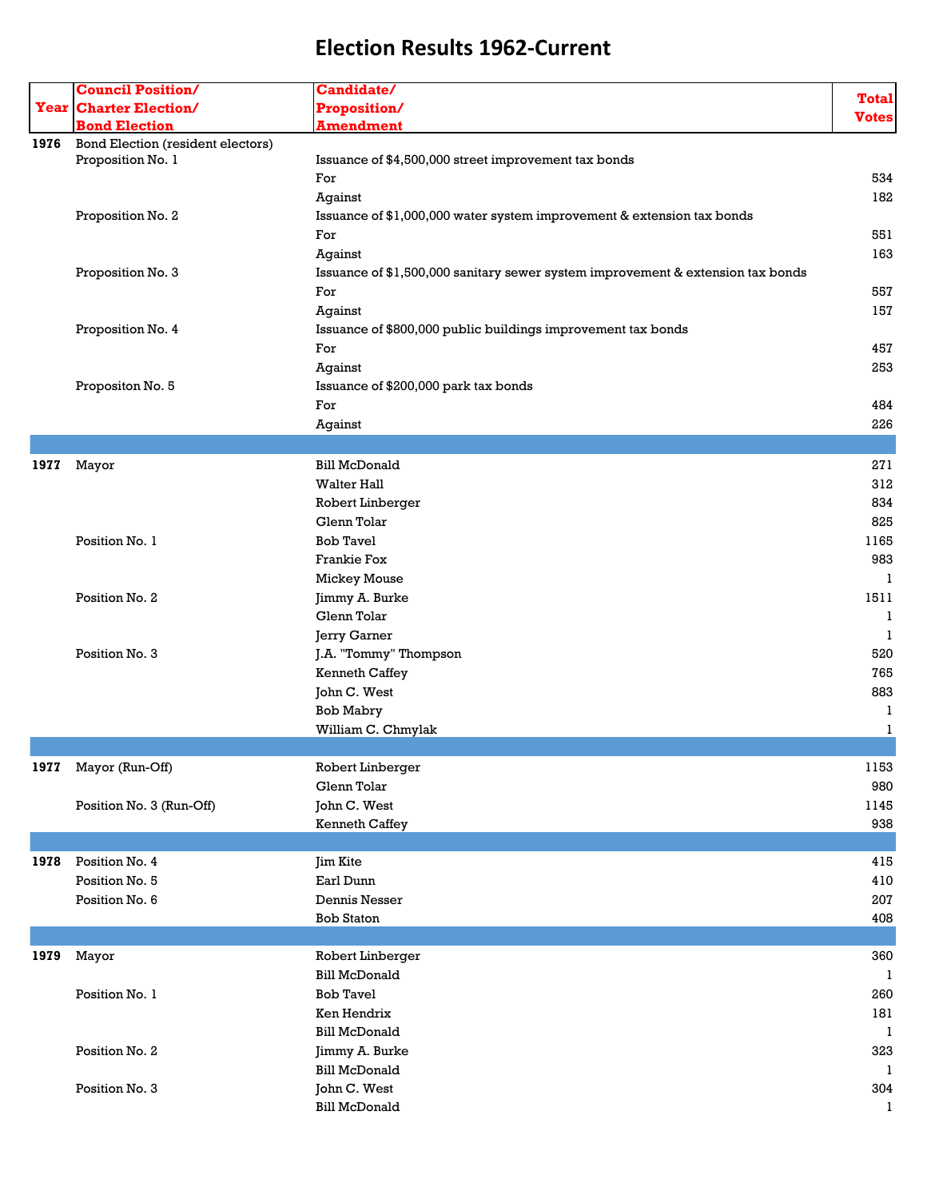# Election Results 1962-Current

| Year | Council Position/ Charter Election/ Bond Election | Candidate/ Proposition/ Amendment | Total Votes |
|---|---|---|---|
| 1976 | Bond Election (resident electors) | | |
| | Proposition No. 1 | Issuance of $4,500,000 street improvement tax bonds | |
| | | For | 534 |
| | | Against | 182 |
| | Proposition No. 2 | Issuance of $1,000,000 water system improvement & extension tax bonds | |
| | | For | 551 |
| | | Against | 163 |
| | Proposition No. 3 | Issuance of $1,500,000 sanitary sewer system improvement & extension tax bonds | |
| | | For | 557 |
| | | Against | 157 |
| | Proposition No. 4 | Issuance of $800,000 public buildings improvement tax bonds | |
| | | For | 457 |
| | | Against | 253 |
| | Propositon No. 5 | Issuance of $200,000 park tax bonds | |
| | | For | 484 |
| | | Against | 226 |
| | | | |
| 1977 | Mayor | Bill McDonald | 271 |
| | | Walter Hall | 312 |
| | | Robert Linberger | 834 |
| | | Glenn Tolar | 825 |
| | Position No. 1 | Bob Tavel | 1165 |
| | | Frankie Fox | 983 |
| | | Mickey Mouse | 1 |
| | Position No. 2 | Jimmy A. Burke | 1511 |
| | | Glenn Tolar | 1 |
| | | Jerry Garner | 1 |
| | Position No. 3 | J.A. "Tommy" Thompson | 520 |
| | | Kenneth Caffey | 765 |
| | | John C. West | 883 |
| | | Bob Mabry | 1 |
| | | William C. Chmylak | 1 |
| | | | |
| 1977 | Mayor (Run-Off) | Robert Linberger | 1153 |
| | | Glenn Tolar | 980 |
| | Position No. 3 (Run-Off) | John C. West | 1145 |
| | | Kenneth Caffey | 938 |
| | | | |
| 1978 | Position No. 4 | Jim Kite | 415 |
| | Position No. 5 | Earl Dunn | 410 |
| | Position No. 6 | Dennis Nesser | 207 |
| | | Bob Staton | 408 |
| | | | |
| 1979 | Mayor | Robert Linberger | 360 |
| | | Bill McDonald | 1 |
| | Position No. 1 | Bob Tavel | 260 |
| | | Ken Hendrix | 181 |
| | | Bill McDonald | 1 |
| | Position No. 2 | Jimmy A. Burke | 323 |
| | | Bill McDonald | 1 |
| | Position No. 3 | John C. West | 304 |
| | | Bill McDonald | 1 |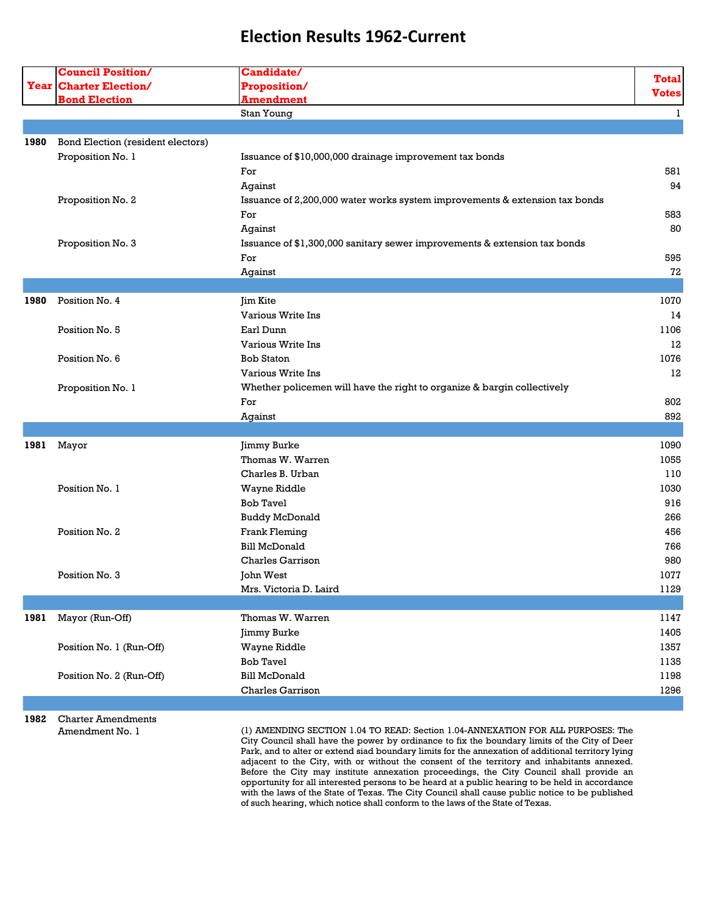# Election Results 1962-Current

| Year | Council Position/ Charter Election/ Bond Election | Candidate/ Proposition/ Amendment | Total Votes |
|---|---|---|---|
| | | Stan Young | 1 |
| | | | |
| **1980** | Bond Election (resident electors) | | |
| | Proposition No. 1 | Issuance of $10,000,000 drainage improvement tax bonds | |
| | | For | 581 |
| | | Against | 94 |
| | Proposition No. 2 | Issuance of 2,200,000 water works system improvements & extension tax bonds | |
| | | For | 583 |
| | | Against | 80 |
| | Proposition No. 3 | Issuance of $1,300,000 sanitary sewer improvements & extension tax bonds | |
| | | For | 595 |
| | | Against | 72 |
| | | | |
| **1980** | Position No. 4 | Jim Kite | 1070 |
| | | Various Write Ins | 14 |
| | Position No. 5 | Earl Dunn | 1106 |
| | | Various Write Ins | 12 |
| | Position No. 6 | Bob Staton | 1076 |
| | | Various Write Ins | 12 |
| | Proposition No. 1 | Whether policemen will have the right to organize & bargin collectively | |
| | | For | 802 |
| | | Against | 892 |
| | | | |
| **1981** | Mayor | Jimmy Burke | 1090 |
| | | Thomas W. Warren | 1055 |
| | | Charles B. Urban | 110 |
| | Position No. 1 | Wayne Riddle | 1030 |
| | | Bob Tavel | 916 |
| | | Buddy McDonald | 266 |
| | Position No. 2 | Frank Fleming | 456 |
| | | Bill McDonald | 766 |
| | | Charles Garrison | 980 |
| | Position No. 3 | John West | 1077 |
| | | Mrs. Victoria D. Laird | 1129 |
| | | | |
| **1981** | Mayor (Run-Off) | Thomas W. Warren | 1147 |
| | | Jimmy Burke | 1405 |
| | Position No. 1 (Run-Off) | Wayne Riddle | 1357 |
| | | Bob Tavel | 1135 |
| | Position No. 2 (Run-Off) | Bill McDonald | 1198 |
| | | Charles Garrison | 1296 |
| | | | |
| **1982** | Charter Amendments | | |
| | Amendment No. 1 | (1) AMENDING SECTION 1.04 TO READ: Section 1.04-ANNEXATION FOR ALL PURPOSES: The City Council shall have the power by ordinance to fix the boundary limits of the City of Deer Park, and to alter or extend siad boundary limits for the annexation of additional territory lying adjacent to the City, with or without the consent of the territory and inhabitants annexed. Before the City may institute annexation proceedings, the City Council shall provide an opportunity for all interested persons to be heard at a public hearing to be held in accordance with the laws of the State of Texas. The City Council shall cause public notice to be published of such hearing, which notice shall conform to the laws of the State of Texas. | |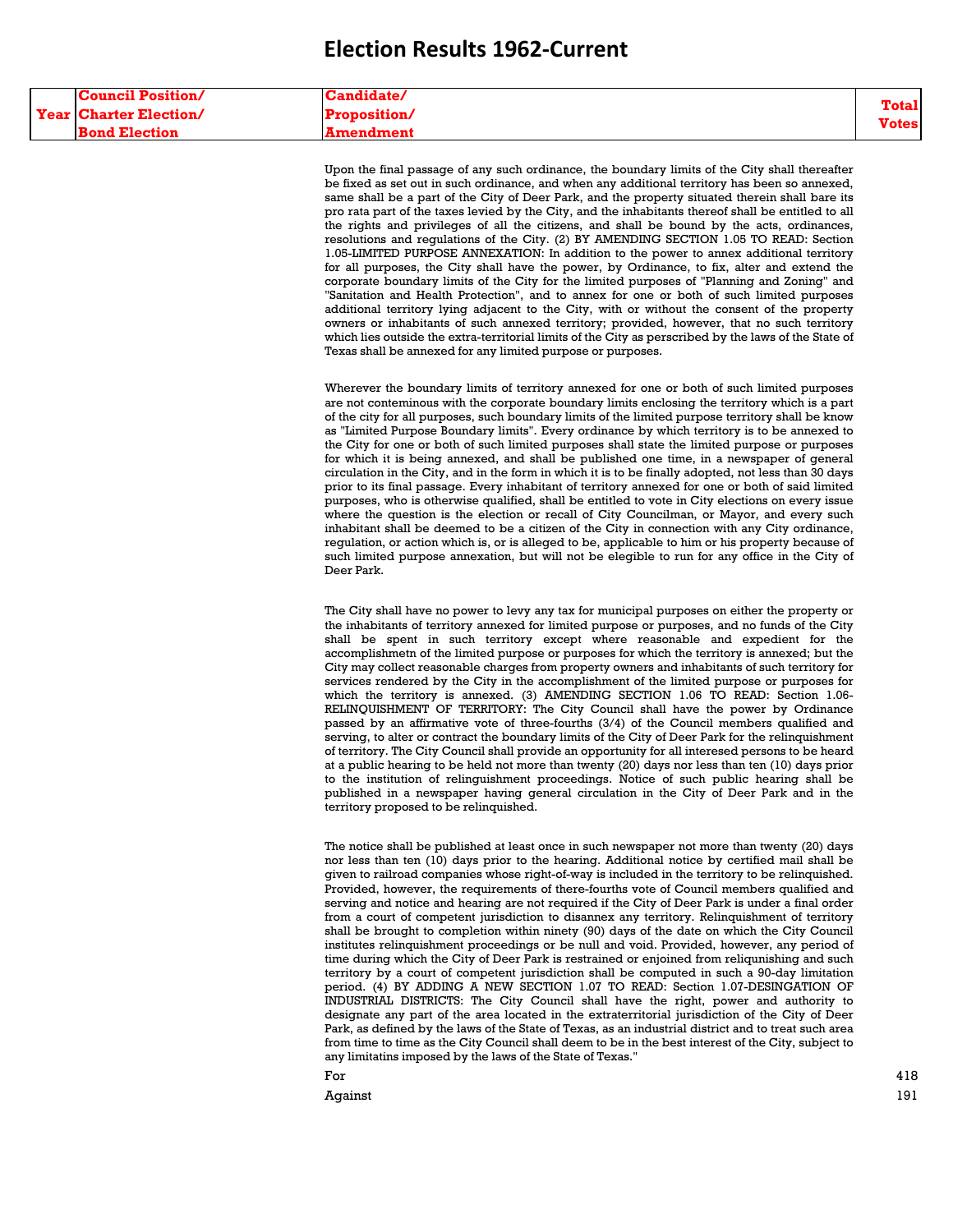# Election Results 1962-Current

| Year | Council Position/ Charter Election/ Bond Election | Candidate/ Proposition/ Amendment | Total Votes |
|---|---|---|---|
| | | Upon the final passage of any such ordinance, the boundary limits of the City shall thereafter be fixed as set out in such ordinance, and when any additional territory has been so annexed, same shall be a part of the City of Deer Park, and the property situated therein shall bare its pro rata part of the taxes levied by the City, and the inhabitants thereof shall be entitled to all the rights and privileges of all the citizens, and shall be bound by the acts, ordinances, resolutions and regulations of the City. (2) BY AMENDING SECTION 1.05 TO READ: Section 1.05-LIMITED PURPOSE ANNEXATION: In addition to the power to annex additional territory for all purposes, the City shall have the power, by Ordinance, to fix, alter and extend the corporate boundary limits of the City for the limited purposes of "Planning and Zoning" and "Sanitation and Health Protection", and to annex for one or both of such limited purposes additional territory lying adjacent to the City, with or without the consent of the property owners or inhabitants of such annexed territory; provided, however, that no such territory which lies outside the extra-territorial limits of the City as perscribed by the laws of the State of Texas shall be annexed for any limited purpose or purposes. | |
| | | Wherever the boundary limits of territory annexed for one or both of such limited purposes are not conteminous with the corporate boundary limits enclosing the territory which is a part of the city for all purposes, such boundary limits of the limited purpose territory shall be know as "Limited Purpose Boundary limits". Every ordinance by which territory is to be annexed to the City for one or both of such limited purposes shall state the limited purpose or purposes for which it is being annexed, and shall be published one time, in a newspaper of general circulation in the City, and in the form in which it is to be finally adopted, not less than 30 days prior to its final passage. Every inhabitant of territory annexed for one or both of said limited purposes, who is otherwise qualified, shall be entitled to vote in City elections on every issue where the question is the election or recall of City Councilman, or Mayor, and every such inhabitant shall be deemed to be a citizen of the City in connection with any City ordinance, regulation, or action which is, or is alleged to be, applicable to him or his property because of such limited purpose annexation, but will not be elegible to run for any office in the City of Deer Park. | |
| | | The City shall have no power to levy any tax for municipal purposes on either the property or the inhabitants of territory annexed for limited purpose or purposes, and no funds of the City shall be spent in such territory except where reasonable and expedient for the accomplishmetn of the limited purpose or purposes for which the territory is annexed; but the City may collect reasonable charges from property owners and inhabitants of such territory for services rendered by the City in the accomplishment of the limited purpose or purposes for which the territory is annexed. (3) AMENDING SECTION 1.06 TO READ: Section 1.06-RELINQUISHMENT OF TERRITORY: The City Council shall have the power by Ordinance passed by an affirmative vote of three-fourths (3/4) of the Council members qualified and serving, to alter or contract the boundary limits of the City of Deer Park for the relinquishment of territory. The City Council shall provide an opportunity for all interesed persons to be heard at a public hearing to be held not more than twenty (20) days nor less than ten (10) days prior to the institution of relinquishment proceedings. Notice of such public hearing shall be published in a newspaper having general circulation in the City of Deer Park and in the territory proposed to be relinquished. | |
| | | The notice shall be published at least once in such newspaper not more than twenty (20) days nor less than ten (10) days prior to the hearing. Additional notice by certified mail shall be given to railroad companies whose right-of-way is included in the territory to be relinquished. Provided, however, the requirements of there-fourths vote of Council members qualified and serving and notice and hearing are not required if the City of Deer Park is under a final order from a court of competent jurisdiction to disannex any territory. Relinquishment of territory shall be brought to completion within ninety (90) days of the date on which the City Council institutes relinquishment proceedings or be null and void. Provided, however, any period of time during which the City of Deer Park is restrained or enjoined from reliqunishing and such territory by a court of competent jurisdiction shall be computed in such a 90-day limitation period. (4) BY ADDING A NEW SECTION 1.07 TO READ: Section 1.07-DESINGATION OF INDUSTRIAL DISTRICTS: The City Council shall have the right, power and authority to designate any part of the area located in the extraterritorial jurisdiction of the City of Deer Park, as defined by the laws of the State of Texas, as an industrial district and to treat such area from time to time as the City Council shall deem to be in the best interest of the City, subject to any limitatins imposed by the laws of the State of Texas." | |
| | | For | 418 |
| | | Against | 191 |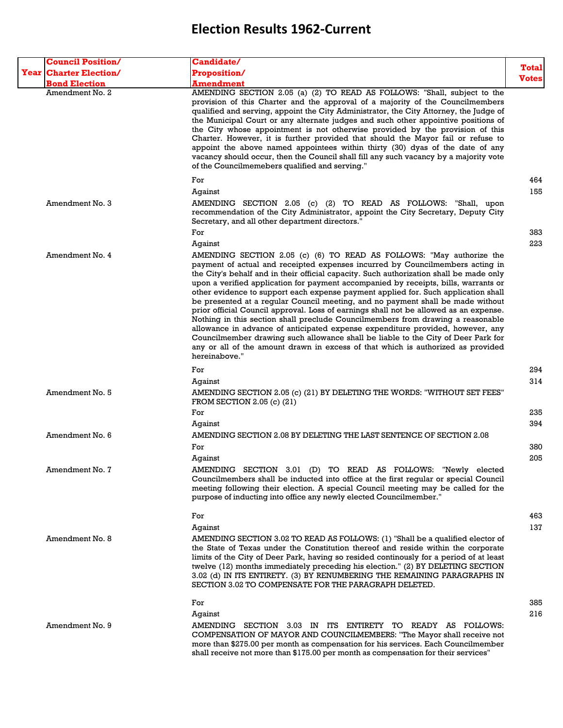# Election Results 1962-Current

| Year | Council Position/ Charter Election/ Bond Election | Candidate/ Proposition/ Amendment | Total Votes |
|---|---|---|---|
| | Amendment No. 2 | AMENDING SECTION 2.05 (a) (2) TO READ AS FOLLOWS: "Shall, subject to the provision of this Charter and the approval of a majority of the Councilmembers qualified and serving, appoint the City Administrator, the City Attorney, the Judge of the Municipal Court or any alternate judges and such other appointive positions of the City whose appointment is not otherwise provided by the provision of this Charter. However, it is further provided that should the Mayor fail or refuse to appoint the above named appointees within thirty (30) dyas of the date of any vacancy should occur, then the Council shall fill any such vacancy by a majority vote of the Councilmemebers qualified and serving." | |
| | | For | 464 |
| | | Against | 155 |
| | Amendment No. 3 | AMENDING SECTION 2.05 (c) (2) TO READ AS FOLLOWS: "Shall, upon recommendation of the City Administrator, appoint the City Secretary, Deputy City Secretary, and all other department directors." | |
| | | For | 383 |
| | | Against | 223 |
| | Amendment No. 4 | AMENDING SECTION 2.05 (c) (6) TO READ AS FOLLOWS: "May authorize the payment of actual and receipted expenses incurred by Councilmembers acting in the City's behalf and in their official capacity. Such authorization shall be made only upon a verified application for payment accompanied by receipts, bills, warrants or other evidence to support each expense payment applied for. Such application shall be presented at a regular Council meeting, and no payment shall be made without prior official Council approval. Loss of earnings shall not be allowed as an expense. Nothing in this section shall preclude Councilmembers from drawing a reasonable allowance in advance of anticipated expense expenditure provided, however, any Councilmember drawing such allowance shall be liable to the City of Deer Park for any or all of the amount drawn in excess of that which is authorized as provided hereinabove." | |
| | | For | 294 |
| | | Against | 314 |
| | Amendment No. 5 | AMENDING SECTION 2.05 (c) (21) BY DELETING THE WORDS: "WITHOUT SET FEES" FROM SECTION 2.05 (c) (21) | |
| | | For | 235 |
| | | Against | 394 |
| | Amendment No. 6 | AMENDING SECTION 2.08 BY DELETING THE LAST SENTENCE OF SECTION 2.08 | |
| | | For | 380 |
| | | Against | 205 |
| | Amendment No. 7 | AMENDING SECTION 3.01 (D) TO READ AS FOLLOWS: "Newly elected Councilmembers shall be inducted into office at the first regular or special Council meeting following their election. A special Council meeting may be called for the purpose of inducting into office any newly elected Councilmember." | |
| | | For | 463 |
| | | Against | 137 |
| | Amendment No. 8 | AMENDING SECTION 3.02 TO READ AS FOLLOWS: (1) "Shall be a qualified elector of the State of Texas under the Constitution thereof and reside within the corporate limits of the City of Deer Park, having so resided continously for a period of at least twelve (12) months immediately preceding his election." (2) BY DELETING SECTION 3.02 (d) IN ITS ENTIRETY. (3) BY RENUMBERING THE REMAINING PARAGRAPHS IN SECTION 3.02 TO COMPENSATE FOR THE PARAGRAPH DELETED. | |
| | | For | 385 |
| | | Against | 216 |
| | Amendment No. 9 | AMENDING SECTION 3.03 IN ITS ENTIRETY TO READY AS FOLLOWS: COMPENSATION OF MAYOR AND COUNCILMEMBERS: "The Mayor shall receive not more than $275.00 per month as compensation for his services. Each Councilmember shall receive not more than $175.00 per month as compensation for their services" | |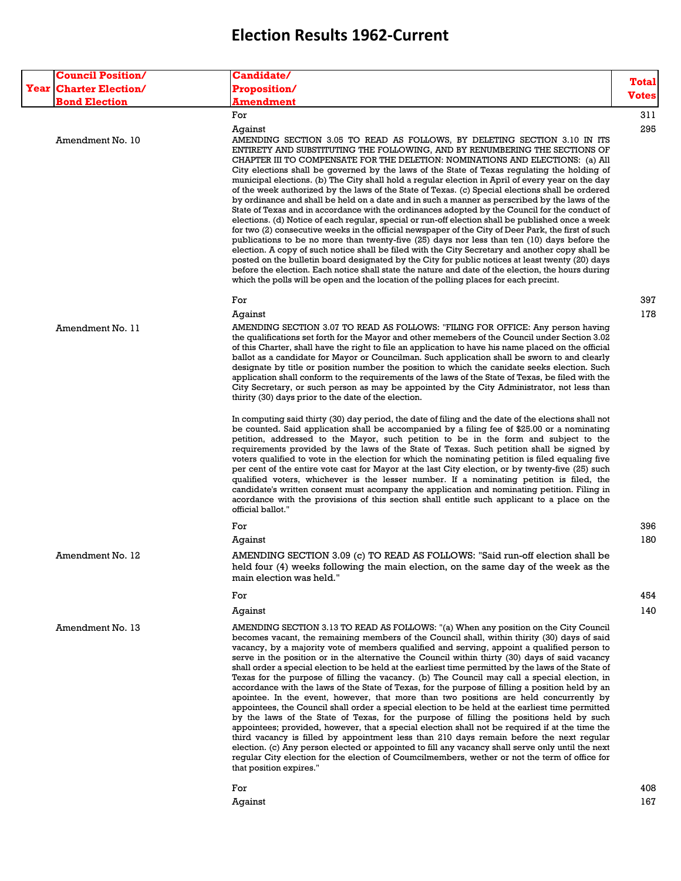# Election Results 1962-Current

| Year | Council Position/ Charter Election/ Bond Election | Candidate/ Proposition/ Amendment | Total Votes |
|---|---|---|---|
| | | For | 311 |
| | | Against | 295 |
| | Amendment No. 10 | AMENDING SECTION 3.05 TO READ AS FOLLOWS, BY DELETING SECTION 3.10 IN ITS ENTIRETY AND SUBSTITUTING THE FOLLOWING, AND BY RENUMBERING THE SECTIONS OF CHAPTER III TO COMPENSATE FOR THE DELETION: NOMINATIONS AND ELECTIONS: (a) All City elections shall be governed by the laws of the State of Texas regulating the holding of municipal elections. (b) The City shall hold a regular election in April of every year on the day of the week authorized by the laws of the State of Texas. (c) Special elections shall be ordered by ordinance and shall be held on a date and in such a manner as perscribed by the laws of the State of Texas and in accordance with the ordinances adopted by the Council for the conduct of elections. (d) Notice of each regular, special or run-off election shall be published once a week for two (2) consecutive weeks in the official newspaper of the City of Deer Park, the first of such publications to be no more than twenty-five (25) days nor less than ten (10) days before the election. A copy of such notice shall be filed with the City Secretary and another copy shall be posted on the bulletin board designated by the City for public notices at least twenty (20) days before the election. Each notice shall state the nature and date of the election, the hours during which the polls will be open and the location of the polling places for each precint. | |
| | | For | 397 |
| | | Against | 178 |
| | Amendment No. 11 | AMENDING SECTION 3.07 TO READ AS FOLLOWS: "FILING FOR OFFICE: Any person having the qualifications set forth for the Mayor and other memebers of the Council under Section 3.02 of this Charter, shall have the right to file an application to have his name placed on the official ballot as a candidate for Mayor or Councilman. Such application shall be sworn to and clearly designate by title or position number the position to which the canidate seeks election. Such application shall conform to the requirements of the laws of the State of Texas, be filed with the City Secretary, or such person as may be appointed by the City Administrator, not less than thirity (30) days prior to the date of the election. In computing said thirty (30) day period, the date of filing and the date of the elections shall not be counted. Said application shall be accompanied by a filing fee of $25.00 or a nominating petition, addressed to the Mayor, such petition to be in the form and subject to the requirements provided by the laws of the State of Texas. Such petition shall be signed by voters qualified to vote in the election for which the nominating petition is filed equaling five per cent of the entire vote cast for Mayor at the last City election, or by twenty-five (25) such qualified voters, whichever is the lesser number. If a nominating petition is filed, the candidate's written consent must accompany the application and nominating petition. Filing in acordance with the provisions of this section shall entitle such applicant to a place on the official ballot." | |
| | | For | 396 |
| | | Against | 180 |
| | Amendment No. 12 | AMENDING SECTION 3.09 (c) TO READ AS FOLLOWS: "Said run-off election shall be held four (4) weeks following the main election, on the same day of the week as the main election was held." | |
| | | For | 454 |
| | | Against | 140 |
| | Amendment No. 13 | AMENDING SECTION 3.13 TO READ AS FOLLOWS: "(a) When any position on the City Council becomes vacant, the remaining members of the Council shall, within thirty (30) days of said vacancy, by a majority vote of members qualified and serving, appoint a qualified person to serve in the position or in the alternative the Council within thirty (30) days of said vacancy shall order a special election to be held at the earliest time permitted by the laws of the State of Texas for the purpose of filling the vacancy. (b) The Council may call a special election, in accordance with the laws of the State of Texas, for the purpose of filling a position held by an apointee. In the event, however, that more than two positions are held concurrently by appointees, the Council shall order a special election to be held at the earliest time permitted by the laws of the State of Texas, for the purpose of filling the positions held by such appointees; provided, however, that a special election shall not be required if at the time the third vacancy is filled by appointment less than 210 days remain before the next regular election. (c) Any person elected or appointed to fill any vacancy shall serve only until the next regular City election for the election of Coumcilmembers, wether or not the term of office for that position expires." | |
| | | For | 408 |
| | | Against | 167 |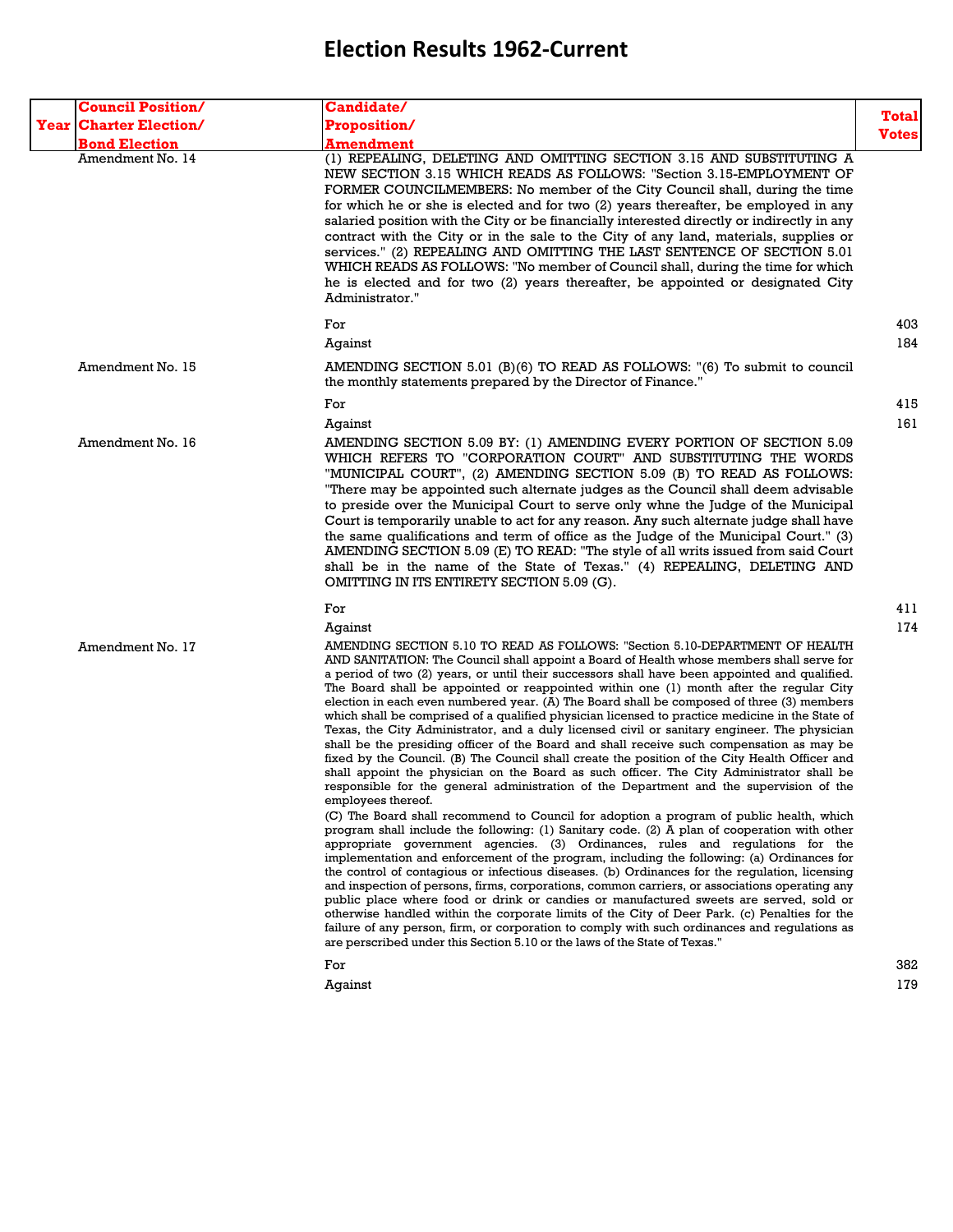# Election Results 1962-Current

| Year | Council Position/ Charter Election/ Bond Election | Candidate/ Proposition/ Amendment | Total Votes |
|---|---|---|---|
| | Amendment No. 14 | (1) REPEALING, DELETING AND OMITTING SECTION 3.15 AND SUBSTITUTING A NEW SECTION 3.15 WHICH READS AS FOLLOWS: "Section 3.15-EMPLOYMENT OF FORMER COUNCILMEMBERS: No member of the City Council shall, during the time for which he or she is elected and for two (2) years thereafter, be employed in any salaried position with the City or be financially interested directly or indirectly in any contract with the City or in the sale to the City of any land, materials, supplies or services." (2) REPEALING AND OMITTING THE LAST SENTENCE OF SECTION 5.01 WHICH READS AS FOLLOWS: "No member of Council shall, during the time for which he is elected and for two (2) years thereafter, be appointed or designated City Administrator." | |
| | | For | 403 |
| | | Against | 184 |
| | Amendment No. 15 | AMENDING SECTION 5.01 (B)(6) TO READ AS FOLLOWS: "(6) To submit to council the monthly statements prepared by the Director of Finance." | |
| | | For | 415 |
| | | Against | 161 |
| | Amendment No. 16 | AMENDING SECTION 5.09 BY: (1) AMENDING EVERY PORTION OF SECTION 5.09 WHICH REFERS TO "CORPORATION COURT" AND SUBSTITUTING THE WORDS "MUNICIPAL COURT", (2) AMENDING SECTION 5.09 (B) TO READ AS FOLLOWS: "There may be appointed such alternate judges as the Council shall deem advisable to preside over the Municipal Court to serve only whne the Judge of the Municipal Court is temporarily unable to act for any reason. Any such alternate judge shall have the same qualifications and term of office as the Judge of the Municipal Court." (3) AMENDING SECTION 5.09 (E) TO READ: "The style of all writs issued from said Court shall be in the name of the State of Texas." (4) REPEALING, DELETING AND OMITTING IN ITS ENTIRETY SECTION 5.09 (G). | |
| | | For | 411 |
| | | Against | 174 |
| | Amendment No. 17 | AMENDING SECTION 5.10 TO READ AS FOLLOWS: "Section 5.10-DEPARTMENT OF HEALTH AND SANITATION: The Council shall appoint a Board of Health whose members shall serve for a period of two (2) years, or until their successors shall have been appointed and qualified. The Board shall be appointed or reappointed within one (1) month after the regular City election in each even numbered year. (A) The Board shall be composed of three (3) members which shall be comprised of a qualified physician licensed to practice medicine in the State of Texas, the City Administrator, and a duly licensed civil or sanitary engineer. The physician shall be the presiding officer of the Board and shall receive such compensation as may be fixed by the Council. (B) The Council shall create the position of the City Health Officer and shall appoint the physician on the Board as such officer. The City Administrator shall be responsible for the general administration of the Department and the supervision of the employees thereof. (C) The Board shall recommend to Council for adoption a program of public health, which program shall include the following: (1) Sanitary code. (2) A plan of cooperation with other appropriate government agencies. (3) Ordinances, rules and regulations for the implementation and enforcement of the program, including the following: (a) Ordinances for the control of contagious or infectious diseases. (b) Ordinances for the regulation, licensing and inspection of persons, firms, corporations, common carriers, or associations operating any public place where food or drink or candies or manufactured sweets are served, sold or otherwise handled within the corporate limits of the City of Deer Park. (c) Penalties for the failure of any person, firm, or corporation to comply with such ordinances and regulations as are perscribed under this Section 5.10 or the laws of the State of Texas." | |
| | | For | 382 |
| | | Against | 179 |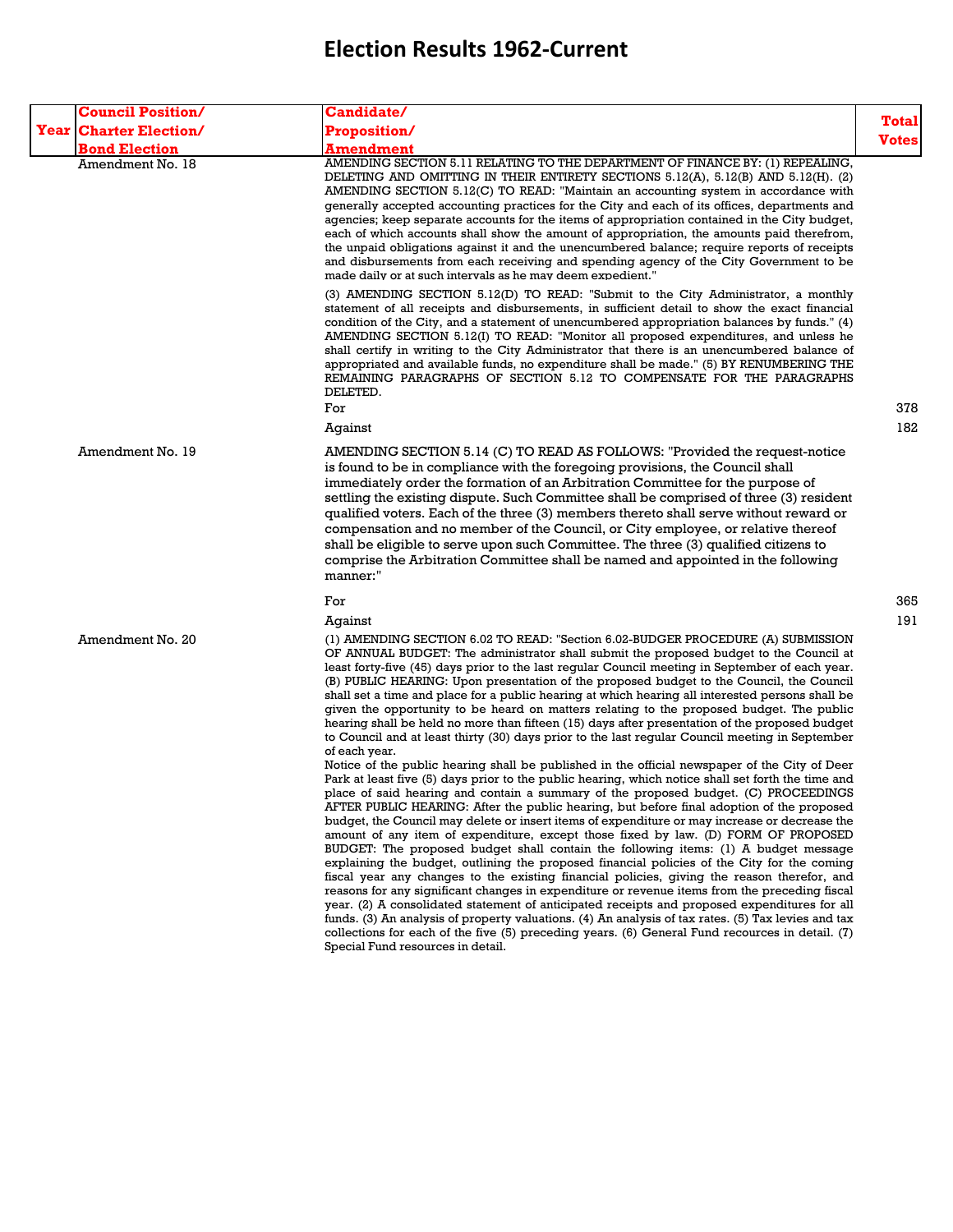# Election Results 1962-Current

| Year | Council Position/ Charter Election/ Bond Election | Candidate/ Proposition/ Amendment | Total Votes |
|---|---|---|---|
| | Amendment No. 18 | AMENDING SECTION 5.11 RELATING TO THE DEPARTMENT OF FINANCE BY: (1) REPEALING, DELETING AND OMITTING IN THEIR ENTIRETY SECTIONS 5.12(A), 5.12(B) AND 5.12(H). (2) AMENDING SECTION 5.12(C) TO READ: "Maintain an accounting system in accordance with generally accepted accounting practices for the City and each of its offices, departments and agencies; keep separate accounts for the items of appropriation contained in the City budget, each of which accounts shall show the amount of appropriation, the amounts paid therefrom, the unpaid obligations against it and the unencumbered balance; require reports of receipts and disbursements from each receiving and spending agency of the City Government to be made daily or at such intervals as he may deem expedient." (3) AMENDING SECTION 5.12(D) TO READ: "Submit to the City Administrator, a monthly statement of all receipts and disbursements, in sufficient detail to show the exact financial condition of the City, and a statement of unencumbered appropriation balances by funds." (4) AMENDING SECTION 5.12(I) TO READ: "Monitor all proposed expenditures, and unless he shall certify in writing to the City Administrator that there is an unencumbered balance of appropriated and available funds, no expenditure shall be made." (5) BY RENUMBERING THE REMAINING PARAGRAPHS OF SECTION 5.12 TO COMPENSATE FOR THE PARAGRAPHS DELETED. | |
| | | For | 378 |
| | | Against | 182 |
| | Amendment No. 19 | AMENDING SECTION 5.14 (C) TO READ AS FOLLOWS: "Provided the request-notice is found to be in compliance with the foregoing provisions, the Council shall immediately order the formation of an Arbitration Committee for the purpose of settling the existing dispute. Such Committee shall be comprised of three (3) resident qualified voters. Each of the three (3) members thereto shall serve without reward or compensation and no member of the Council, or City employee, or relative thereof shall be eligible to serve upon such Committee. The three (3) qualified citizens to comprise the Arbitration Committee shall be named and appointed in the following manner:" | |
| | | For | 365 |
| | | Against | 191 |
| | Amendment No. 20 | (1) AMENDING SECTION 6.02 TO READ: "Section 6.02-BUDGER PROCEDURE (A) SUBMISSION OF ANNUAL BUDGET: The administrator shall submit the proposed budget to the Council at least forty-five (45) days prior to the last regular Council meeting in September of each year. (B) PUBLIC HEARING: Upon presentation of the proposed budget to the Council, the Council shall set a time and place for a public hearing at which hearing all interested persons shall be given the opportunity to be heard on matters relating to the proposed budget. The public hearing shall be held no more than fifteen (15) days after presentation of the proposed budget to Council and at least thirty (30) days prior to the last regular Council meeting in September of each year. Notice of the public hearing shall be published in the official newspaper of the City of Deer Park at least five (5) days prior to the public hearing, which notice shall set forth the time and place of said hearing and contain a summary of the proposed budget. (C) PROCEEDINGS AFTER PUBLIC HEARING: After the public hearing, but before final adoption of the proposed budget, the Council may delete or insert items of expenditure or may increase or decrease the amount of any item of expenditure, except those fixed by law. (D) FORM OF PROPOSED BUDGET: The proposed budget shall contain the following items: (1) A budget message explaining the budget, outlining the proposed financial policies of the City for the coming fiscal year any changes to the existing financial policies, giving the reason therefor, and reasons for any significant changes in expenditure or revenue items from the preceding fiscal year. (2) A consolidated statement of anticipated receipts and proposed expenditures for all funds. (3) An analysis of property valuations. (4) An analysis of tax rates. (5) Tax levies and tax collections for each of the five (5) preceding years. (6) General Fund recources in detail. (7) Special Fund resources in detail. | |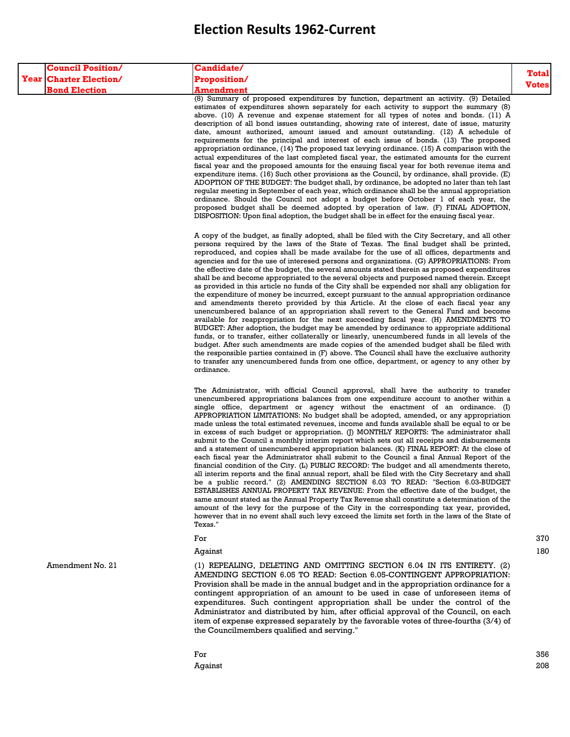# Election Results 1962-Current

| Year | Council Position/ Charter Election/ Bond Election | Candidate/ Proposition/ Amendment | Total Votes |
|---|---|---|---|
| | | (8) Summary of proposed expenditures by function, department an activity. (9) Detailed estimates of expenditures shown separately for each activity to support the summary (8) above. (10) A revenue and expense statement for all types of notes and bonds. (11) A description of all bond issues outstanding, showing rate of interest, date of issue, maturity date, amount authorized, amount issued and amount outstanding. (12) A schedule of requirements for the principal and interest of each issue of bonds. (13) The proposed appropriation ordinance, (14) The proposed tax levying ordinance. (15) A comparison with the actual expenditures of the last completed fiscal year, the estimated amounts for the current fiscal year and the proposed amounts for the ensuing fiscal year for both revenue items and expenditure items. (16) Such other provisions as the Council, by ordinance, shall provide. (E) ADOPTION OF THE BUDGET: The budget shall, by ordinance, be adopted no later than teh last regular meeting in September of each year, which ordinance shall be the annual appropriation ordinance. Should the Council not adopt a budget before October 1 of each year, the proposed budget shall be deemed adopted by operation of law. (F) FINAL ADOPTION, DISPOSITION: Upon final adoption, the budget shall be in effect for the ensuing fiscal year. | |
| | | A copy of the budget, as finally adopted, shall be filed with the City Secretary, and all other persons required by the laws of the State of Texas. The final budget shall be printed, reproduced, and copies shall be made availabe for the use of all offices, departments and agencies and for the use of interesed persons and organizations. (G) APPROPRIATIONS: From the effective date of the budget, the several amounts stated therein as proposed expenditures shall be and become appropriated to the several objects and purposed named therein. Except as provided in this article no funds of the City shall be expended nor shall any obligation for the expenditure of money be incurred, except pursuant to the annual appropriation ordinance and amendments thereto provided by this Article. At the close of each fiscal year any unencumbered balance of an appropriation shall revert to the General Fund and become available for reappropriation for the next succeeding fiscal year. (H) AMENDMENTS TO BUDGET: After adoption, the budget may be amended by ordinance to appropriate additional funds, or to transfer, either collaterally or linearly, unencumbered funds in all levels of the budget. After such amendments are made copies of the amended budget shall be filed with the responsible parties contained in (F) above. The Council shall have the exclusive authority to transfer any unencumbered funds from one office, department, or agency to any other by ordinance. | |
| | | The Administrator, with official Council approval, shall have the authority to transfer unencumbered appropriations balances from one expenditure account to another within a single office, department or agency without the enactment of an ordinance. (I) APPROPRIATION LIMITATIONS: No budget shall be adopted, amended, or any appropriation made unless the total estimated revenues, income and funds available shall be equal to or be in excess of such budget or appropriation. (J) MONTHLY REPORTS: The administrator shall submit to the Council a monthly interim report which sets out all receipts and disbursements and a statement of unencumbered appropriation balances. (K) FINAL REPORT: At the close of each fiscal year the Administrator shall submit to the Council a final Annual Report of the financial condition of the City. (L) PUBLIC RECORD: The budget and all amendments thereto, all interim reports and the final annual report, shall be filed with the City Secretary and shall be a public record." (2) AMENDING SECTION 6.03 TO READ: "Section 6.03-BUDGET ESTABLISHES ANNUAL PROPERTY TAX REVENUE: From the effective date of the budget, the same amount stated as the Annual Property Tax Revenue shall constitute a determination of the amount of the levy for the purpose of the City in the corresponding tax year, provided, however that in no event shall such levy exceed the limits set forth in the laws of the State of Texas." | |
| | | For | 370 |
| | | Against | 180 |
| | Amendment No. 21 | (1) REPEALING, DELETING AND OMITTING SECTION 6.04 IN ITS ENTIRETY. (2) AMENDING SECTION 6.05 TO READ: Section 6.05-CONTINGENT APPROPRIATION: Provision shall be made in the annual budget and in the appropriation ordinance for a contingent appropriation of an amount to be used in case of unforeseen items of expenditures. Such contingent appropriation shall be under the control of the Administrator and distributed by him, after official approval of the Council, on each item of expense expressed separately by the favorable votes of three-fourths (3/4) of the Councilmembers qualified and serving." | |
| | | For | 356 |
| | | Against | 208 |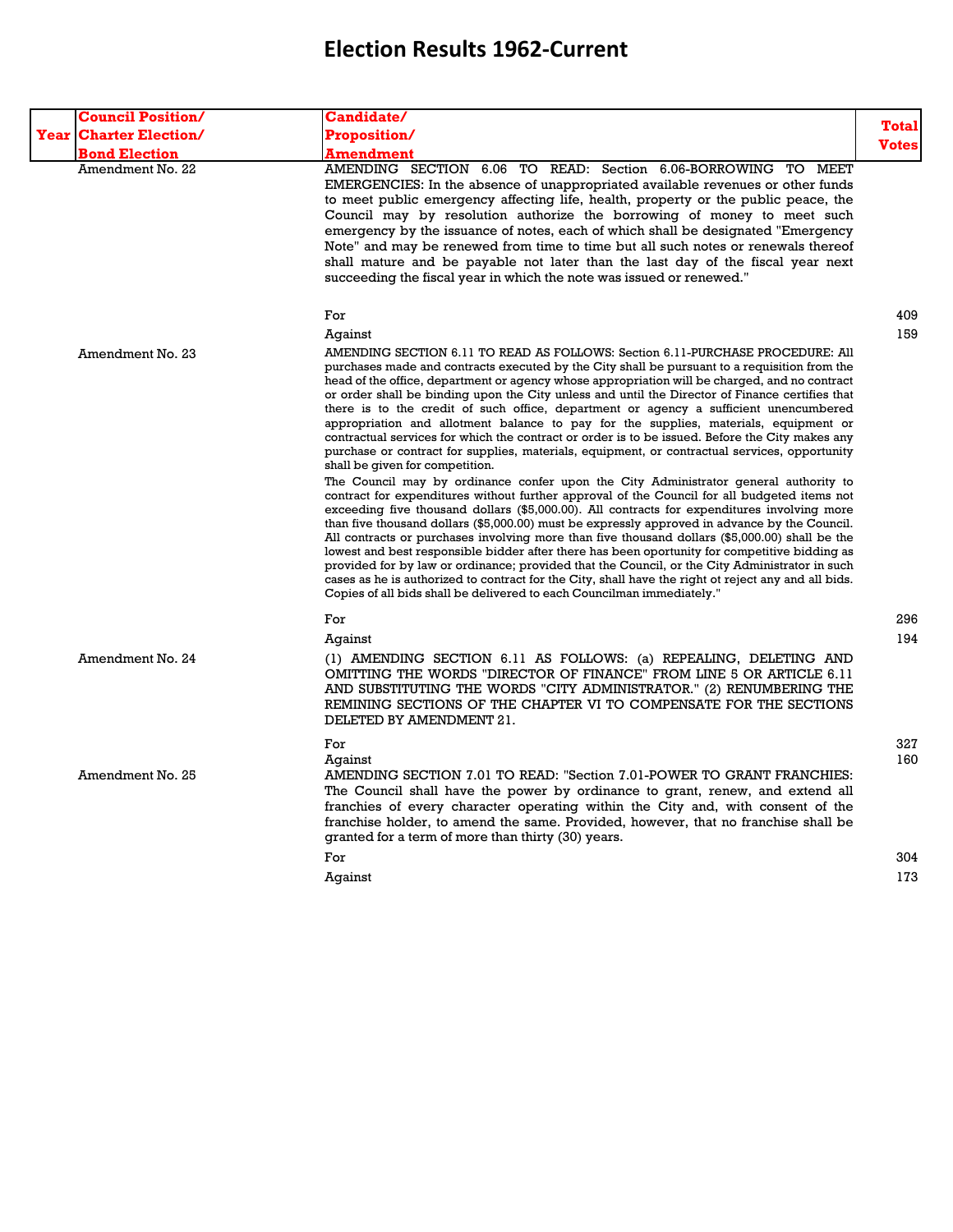# Election Results 1962-Current

| Year | Council Position/ Charter Election/ Bond Election | Candidate/ Proposition/ Amendment | Total Votes |
|---|---|---|---|
| | Amendment No. 22 | AMENDING SECTION 6.06 TO READ: Section 6.06-BORROWING TO MEET EMERGENCIES: In the absence of unappropriated available revenues or other funds to meet public emergency affecting life, health, property or the public peace, the Council may by resolution authorize the borrowing of money to meet such emergency by the issuance of notes, each of which shall be designated "Emergency Note" and may be renewed from time to time but all such notes or renewals thereof shall mature and be payable not later than the last day of the fiscal year next succeeding the fiscal year in which the note was issued or renewed." | |
| | | For | 409 |
| | | Against | 159 |
| | Amendment No. 23 | AMENDING SECTION 6.11 TO READ AS FOLLOWS: Section 6.11-PURCHASE PROCEDURE: All purchases made and contracts executed by the City shall be pursuant to a requisition from the head of the office, department or agency whose appropriation will be charged, and no contract or order shall be binding upon the City unless and until the Director of Finance certifies that there is to the credit of such office, department or agency a sufficient unencumbered appropriation and allotment balance to pay for the supplies, materials, equipment or contractual services for which the contract or order is to be issued. Before the City makes any purchase or contract for supplies, materials, equipment, or contractual services, opportunity shall be given for competition. The Council may by ordinance confer upon the City Administrator general authority to contract for expenditures without further approval of the Council for all budgeted items not exceeding five thousand dollars ($5,000.00). All contracts for expenditures involving more than five thousand dollars ($5,000.00) must be expressly approved in advance by the Council. All contracts or purchases involving more than five thousand dollars ($5,000.00) shall be the lowest and best responsible bidder after there has been oportunity for competitive bidding as provided for by law or ordinance; provided that the Council, or the City Administrator in such cases as he is authorized to contract for the City, shall have the right ot reject any and all bids. Copies of all bids shall be delivered to each Councilman immediately." | |
| | | For | 296 |
| | | Against | 194 |
| | Amendment No. 24 | (1) AMENDING SECTION 6.11 AS FOLLOWS: (a) REPEALING, DELETING AND OMITTING THE WORDS "DIRECTOR OF FINANCE" FROM LINE 5 OR ARTICLE 6.11 AND SUBSTITUTING THE WORDS "CITY ADMINISTRATOR." (2) RENUMBERING THE REMINING SECTIONS OF THE CHAPTER VI TO COMPENSATE FOR THE SECTIONS DELETED BY AMENDMENT 21. | |
| | | For | 327 |
| | | Against | 160 |
| | Amendment No. 25 | AMENDING SECTION 7.01 TO READ: "Section 7.01-POWER TO GRANT FRANCHIES: The Council shall have the power by ordinance to grant, renew, and extend all franchies of every character operating within the City and, with consent of the franchise holder, to amend the same. Provided, however, that no franchise shall be granted for a term of more than thirty (30) years. | |
| | | For | 304 |
| | | Against | 173 |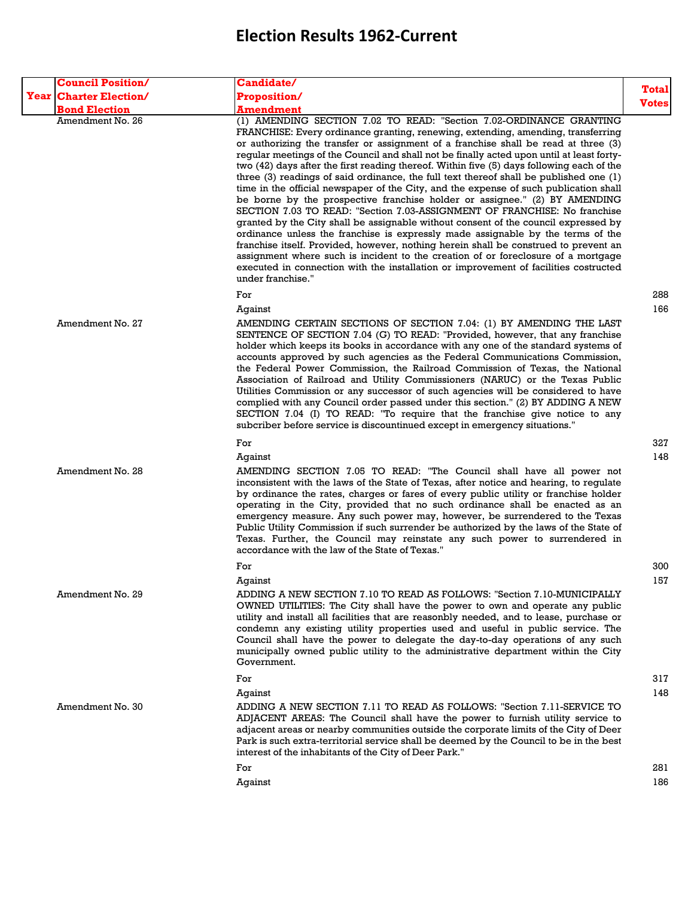# Election Results 1962-Current

| Year | Council Position/ Charter Election/ Bond Election | Candidate/ Proposition/ Amendment | Total Votes |
|---|---|---|---|
| | Amendment No. 26 | (1) AMENDING SECTION 7.02 TO READ: "Section 7.02-ORDINANCE GRANTING FRANCHISE: Every ordinance granting, renewing, extending, amending, transferring or authorizing the transfer or assignment of a franchise shall be read at three (3) regular meetings of the Council and shall not be finally acted upon until at least forty-two (42) days after the first reading thereof. Within five (5) days following each of the three (3) readings of said ordinance, the full text thereof shall be published one (1) time in the official newspaper of the City, and the expense of such publication shall be borne by the prospective franchise holder or assignee." (2) BY AMENDING SECTION 7.03 TO READ: "Section 7.03-ASSIGNMENT OF FRANCHISE: No franchise granted by the City shall be assignable without consent of the council expressed by ordinance unless the franchise is expressly made assignable by the terms of the franchise itself. Provided, however, nothing herein shall be construed to prevent an assignment where such is incident to the creation of or foreclosure of a mortgage executed in connection with the installation or improvement of facilities costructed under franchise." | |
| | | For | 288 |
| | | Against | 166 |
| | Amendment No. 27 | AMENDING CERTAIN SECTIONS OF SECTION 7.04: (1) BY AMENDING THE LAST SENTENCE OF SECTION 7.04 (G) TO READ: "Provided, however, that any franchise holder which keeps its books in accordance with any one of the standard systems of accounts approved by such agencies as the Federal Communications Commission, the Federal Power Commission, the Railroad Commission of Texas, the National Association of Railroad and Utility Commissioners (NARUC) or the Texas Public Utilities Commission or any successor of such agencies will be considered to have complied with any Council order passed under this section." (2) BY ADDING A NEW SECTION 7.04 (I) TO READ: "To require that the franchise give notice to any subcriber before service is discountinued except in emergency situations." | |
| | | For | 327 |
| | | Against | 148 |
| | Amendment No. 28 | AMENDING SECTION 7.05 TO READ: "The Council shall have all power not inconsistent with the laws of the State of Texas, after notice and hearing, to regulate by ordinance the rates, charges or fares of every public utility or franchise holder operating in the City, provided that no such ordinance shall be enacted as an emergency measure. Any such power may, however, be surrendered to the Texas Public Utility Commission if such surrender be authorized by the laws of the State of Texas. Further, the Council may reinstate any such power to surrendered in accordance with the law of the State of Texas." | |
| | | For | 300 |
| | | Against | 157 |
| | Amendment No. 29 | ADDING A NEW SECTION 7.10 TO READ AS FOLLOWS: "Section 7.10-MUNICIPALLY OWNED UTILITIES: The City shall have the power to own and operate any public utility and install all facilities that are reasonbly needed, and to lease, purchase or condemn any existing utility properties used and useful in public service. The Council shall have the power to delegate the day-to-day operations of any such municipally owned public utility to the administrative department within the City Government. | |
| | | For | 317 |
| | | Against | 148 |
| | Amendment No. 30 | ADDING A NEW SECTION 7.11 TO READ AS FOLLOWS: "Section 7.11-SERVICE TO ADJACENT AREAS: The Council shall have the power to furnish utility service to adjacent areas or nearby communities outside the corporate limits of the City of Deer Park is such extra-territorial service shall be deemed by the Council to be in the best interest of the inhabitants of the City of Deer Park." | |
| | | For | 281 |
| | | Against | 186 |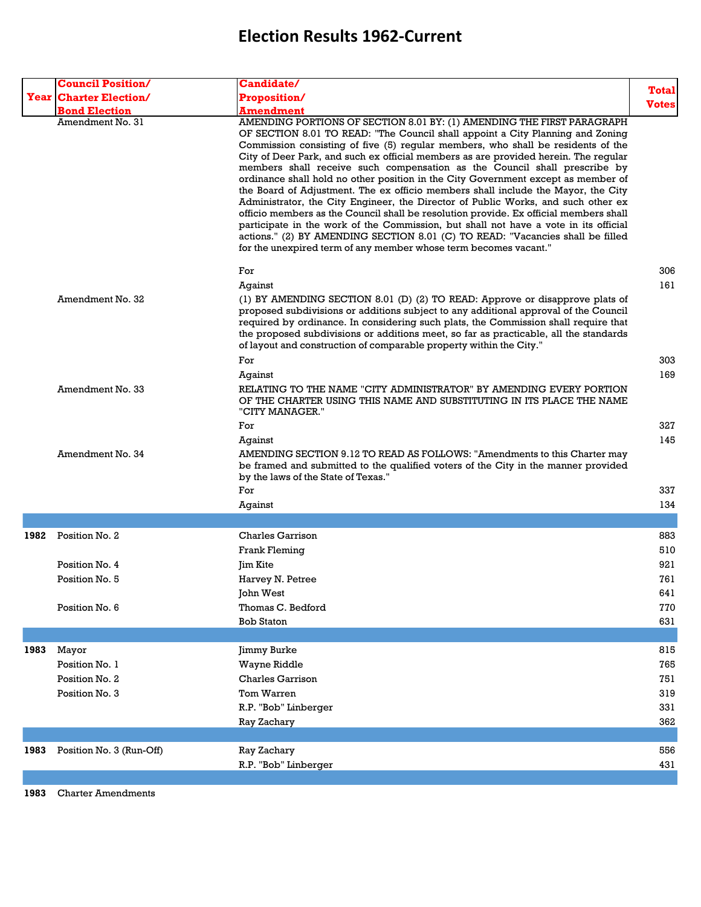# Election Results 1962-Current

| Year | Council Position/ Charter Election/ Bond Election | Candidate/ Proposition/ Amendment | Total Votes |
|---|---|---|---|
| | Amendment No. 31 | AMENDING PORTIONS OF SECTION 8.01 BY: (1) AMENDING THE FIRST PARAGRAPH OF SECTION 8.01 TO READ: "The Council shall appoint a City Planning and Zoning Commission consisting of five (5) regular members, who shall be residents of the City of Deer Park, and such ex official members as are provided herein. The regular members shall receive such compensation as the Council shall prescribe by ordinance shall hold no other position in the City Government except as member of the Board of Adjustment. The ex officio members shall include the Mayor, the City Administrator, the City Engineer, the Director of Public Works, and such other ex officio members as the Council shall be resolution provide. Ex official members shall participate in the work of the Commission, but shall not have a vote in its official actions." (2) BY AMENDING SECTION 8.01 (C) TO READ: "Vacancies shall be filled for the unexpired term of any member whose term becomes vacant." | |
| | | For | 306 |
| | | Against | 161 |
| | Amendment No. 32 | (1) BY AMENDING SECTION 8.01 (D) (2) TO READ: Approve or disapprove plats of proposed subdivisions or additions subject to any additional approval of the Council required by ordinance. In considering such plats, the Commission shall require that the proposed subdivisions or additions meet, so far as practicable, all the standards of layout and construction of comparable property within the City." | |
| | | For | 303 |
| | | Against | 169 |
| | Amendment No. 33 | RELATING TO THE NAME "CITY ADMINISTRATOR" BY AMENDING EVERY PORTION OF THE CHARTER USING THIS NAME AND SUBSTITUTING IN ITS PLACE THE NAME "CITY MANAGER." | |
| | | For | 327 |
| | | Against | 145 |
| | Amendment No. 34 | AMENDING SECTION 9.12 TO READ AS FOLLOWS: "Amendments to this Charter may be framed and submitted to the qualified voters of the City in the manner provided by the laws of the State of Texas." | |
| | | For | 337 |
| | | Against | 134 |
| | | | |
| **1982** | Position No. 2 | Charles Garrison | 883 |
| | | Frank Fleming | 510 |
| | Position No. 4 | Jim Kite | 921 |
| | Position No. 5 | Harvey N. Petree | 761 |
| | | John West | 641 |
| | Position No. 6 | Thomas C. Bedford | 770 |
| | | Bob Staton | 631 |
| | | | |
| **1983** | Mayor | Jimmy Burke | 815 |
| | Position No. 1 | Wayne Riddle | 765 |
| | Position No. 2 | Charles Garrison | 751 |
| | Position No. 3 | Tom Warren | 319 |
| | | R.P. "Bob" Linberger | 331 |
| | | Ray Zachary | 362 |
| | | | |
| **1983** | Position No. 3 (Run-Off) | Ray Zachary | 556 |
| | | R.P. "Bob" Linberger | 431 |
| | | | |
| **1983** | Charter Amendments | | |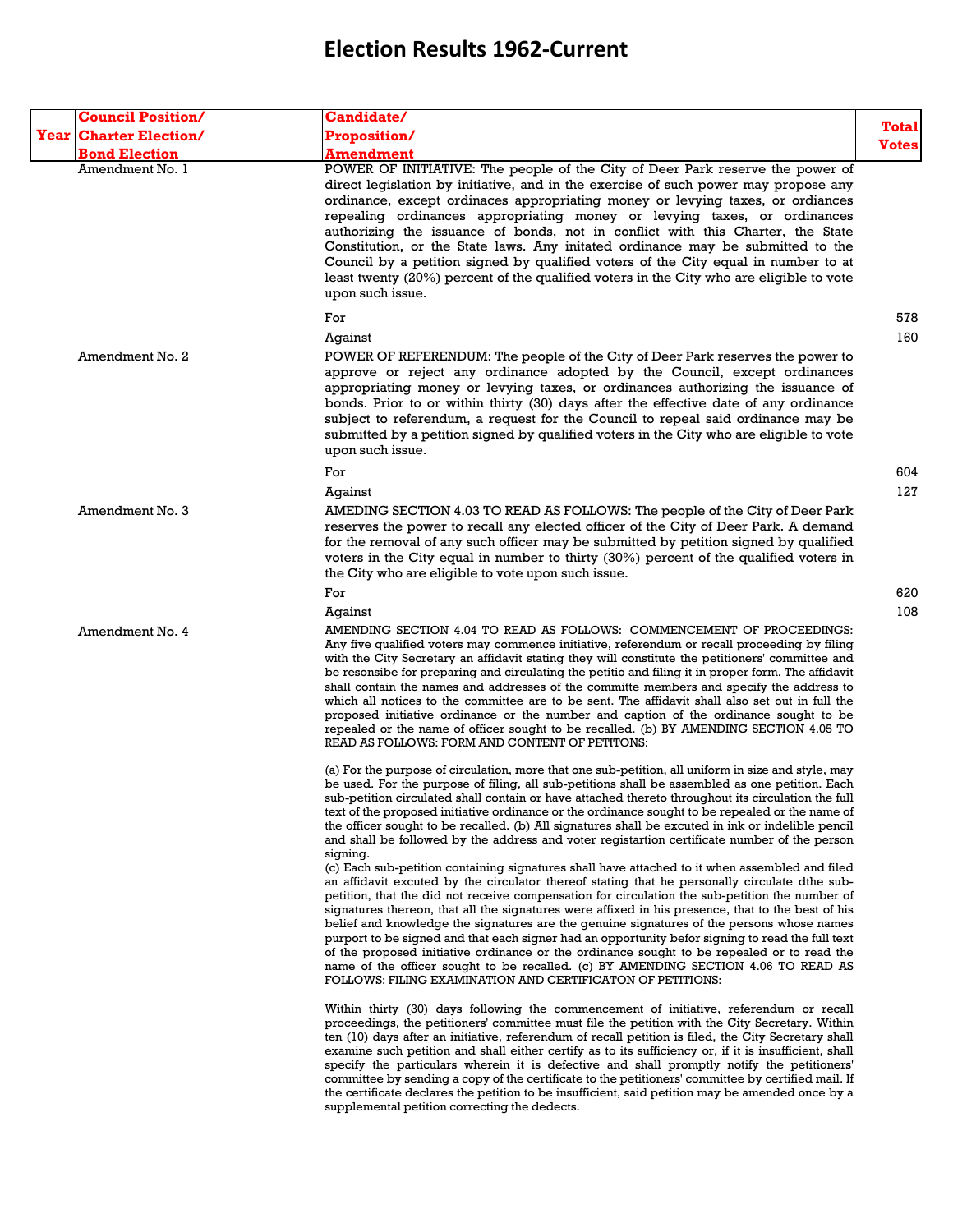# Election Results 1962-Current

| Year | Council Position/ Charter Election/ Bond Election | Candidate/ Proposition/ Amendment | Total Votes |
|---|---|---|---|
| | Amendment No. 1 | POWER OF INITIATIVE: The people of the City of Deer Park reserve the power of direct legislation by initiative, and in the exercise of such power may propose any ordinance, except ordinaces appropriating money or levying taxes, or ordiances repealing ordinances appropriating money or levying taxes, or ordinances authorizing the issuance of bonds, not in conflict with this Charter, the State Constitution, or the State laws. Any initated ordinance may be submitted to the Council by a petition signed by qualified voters of the City equal in number to at least twenty (20%) percent of the qualified voters in the City who are eligible to vote upon such issue. | |
| | | For | 578 |
| | | Against | 160 |
| | Amendment No. 2 | POWER OF REFERENDUM: The people of the City of Deer Park reserves the power to approve or reject any ordinance adopted by the Council, except ordinances appropriating money or levying taxes, or ordinances authorizing the issuance of bonds. Prior to or within thirty (30) days after the effective date of any ordinance subject to referendum, a request for the Council to repeal said ordinance may be submitted by a petition signed by qualified voters in the City who are eligible to vote upon such issue. | |
| | | For | 604 |
| | | Against | 127 |
| | Amendment No. 3 | AMEDING SECTION 4.03 TO READ AS FOLLOWS: The people of the City of Deer Park reserves the power to recall any elected officer of the City of Deer Park. A demand for the removal of any such officer may be submitted by petition signed by qualified voters in the City equal in number to thirty (30%) percent of the qualified voters in the City who are eligible to vote upon such issue. | |
| | | For | 620 |
| | | Against | 108 |
| | Amendment No. 4 | AMENDING SECTION 4.04 TO READ AS FOLLOWS: COMMENCEMENT OF PROCEEDINGS: Any five qualified voters may commence initiative, referendum or recall proceeding by filing with the City Secretary an affidavit stating they will constitute the petitioners' committee and be resonsibe for preparing and circulating the petitio and filing it in proper form. The affidavit shall contain the names and addresses of the committe members and specify the address to which all notices to the committee are to be sent. The affidavit shall also set out in full the proposed initiative ordinance or the number and caption of the ordinance sought to be repealed or the name of officer sought to be recalled. (b) BY AMENDING SECTION 4.05 TO READ AS FOLLOWS: FORM AND CONTENT OF PETITONS: | |
| | | (a) For the purpose of circulation, more that one sub-petition, all uniform in size and style, may be used. For the purpose of filing, all sub-petitions shall be assembled as one petition. Each sub-petition circulated shall contain or have attached thereto throughout its circulation the full text of the proposed initiative ordinance or the ordinance sought to be repealed or the name of the officer sought to be recalled. (b) All signatures shall be excuted in ink or indelible pencil and shall be followed by the address and voter registartion certificate number of the person signing. (c) Each sub-petition containing signatures shall have attached to it when assembled and filed an affidavit excuted by the circulator thereof stating that he personally circulate dthe sub-petition, that the did not receive compensation for circulation the sub-petition the number of signatures thereon, that all the signatures were affixed in his presence, that to the best of his belief and knowledge the signatures are the genuine signatures of the persons whose names purport to be signed and that each signer had an opportunity befor signing to read the full text of the proposed initiative ordinance or the ordinance sought to be repealed or to read the name of the officer sought to be recalled. (c) BY AMENDING SECTION 4.06 TO READ AS FOLLOWS: FILING EXAMINATION AND CERTIFICATON OF PETITIONS: | |
| | | Within thirty (30) days following the commencement of initiative, referendum or recall proceedings, the petitioners' committee must file the petition with the City Secretary. Within ten (10) days after an initiative, referendum of recall petition is filed, the City Secretary shall examine such petition and shall either certify as to its sufficiency or, if it is insufficient, shall specify the particulars wherein it is defective and shall promptly notify the petitioners' committee by sending a copy of the certificate to the petitioners' committee by certified mail. If the certificate declares the petition to be insufficient, said petition may be amended once by a supplemental petition correcting the dedects. | |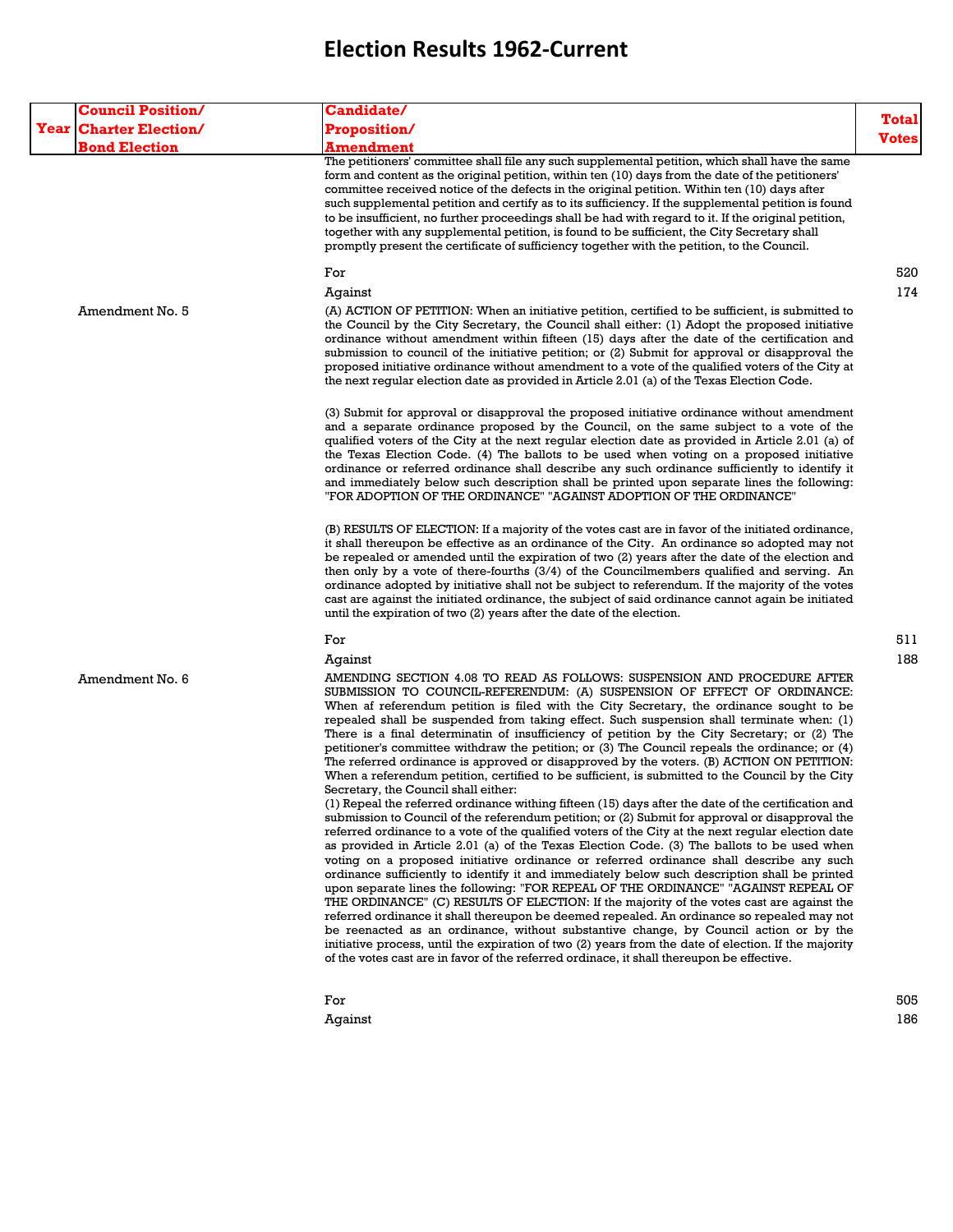# Election Results 1962-Current

| Year | Council Position/ Charter Election/ Bond Election | Candidate/ Proposition/ Amendment | Total Votes |
|---|---|---|---|
| | | The petitioners' committee shall file any such supplemental petition, which shall have the same form and content as the original petition, within ten (10) days from the date of the petitioners' committee received notice of the defects in the original petition. Within ten (10) days after such supplemental petition and certify as to its sufficiency. If the supplemental petition is found to be insufficient, no further proceedings shall be had with regard to it. If the original petition, together with any supplemental petition, is found to be sufficient, the City Secretary shall promptly present the certificate of sufficiency together with the petition, to the Council. | |
| | | For | 520 |
| | | Against | 174 |
| | Amendment No. 5 | (A) ACTION OF PETITION: When an initiative petition, certified to be sufficient, is submitted to the Council by the City Secretary, the Council shall either: (1) Adopt the proposed initiative ordinance without amendment within fifteen (15) days after the date of the certification and submission to council of the initiative petition; or (2) Submit for approval or disapproval the proposed initiative ordinance without amendment to a vote of the qualified voters of the City at the next regular election date as provided in Article 2.01 (a) of the Texas Election Code.<br><br>(3) Submit for approval or disapproval the proposed initiative ordinance without amendment and a separate ordinance proposed by the Council, on the same subject to a vote of the qualified voters of the City at the next regular election date as provided in Article 2.01 (a) of the Texas Election Code. (4) The ballots to be used when voting on a proposed initiative ordinance or referred ordinance shall describe any such ordinance sufficiently to identify it and immediately below such description shall be printed upon separate lines the following: "FOR ADOPTION OF THE ORDINANCE" "AGAINST ADOPTION OF THE ORDINANCE"<br><br>(B) RESULTS OF ELECTION: If a majority of the votes cast are in favor of the initiated ordinance, it shall thereupon be effective as an ordinance of the City. An ordinance so adopted may not be repealed or amended until the expiration of two (2) years after the date of the election and then only by a vote of there-fourths (3/4) of the Councilmembers qualified and serving. An ordinance adopted by initiative shall not be subject to referendum. If the majority of the votes cast are against the initiated ordinance, the subject of said ordinance cannot again be initiated until the expiration of two (2) years after the date of the election. | |
| | | For | 511 |
| | | Against | 188 |
| | Amendment No. 6 | AMENDING SECTION 4.08 TO READ AS FOLLOWS: SUSPENSION AND PROCEDURE AFTER SUBMISSION TO COUNCIL-REFERENDUM: (A) SUSPENSION OF EFFECT OF ORDINANCE: When af referendum petition is filed with the City Secretary, the ordinance sought to be repealed shall be suspended from taking effect. Such suspension shall terminate when: (1) There is a final determinatin of insufficiency of petition by the City Secretary; or (2) The petitioner's committee withdraw the petition; or (3) The Council repeals the ordinance; or (4) The referred ordinance is approved or disapproved by the voters. (B) ACTION ON PETITION: When a referendum petition, certified to be sufficient, is submitted to the Council by the City Secretary, the Council shall either:<br>(1) Repeal the referred ordinance withing fifteen (15) days after the date of the certification and submission to Council of the referendum petition; or (2) Submit for approval or disapproval the referred ordinance to a vote of the qualified voters of the City at the next regular election date as provided in Article 2.01 (a) of the Texas Election Code. (3) The ballots to be used when voting on a proposed initiative ordinance or referred ordinance shall describe any such ordinance sufficiently to identify it and immediately below such description shall be printed upon separate lines the following: "FOR REPEAL OF THE ORDINANCE" "AGAINST REPEAL OF THE ORDINANCE" (C) RESULTS OF ELECTION: If the majority of the votes cast are against the referred ordinance it shall thereupon be deemed repealed. An ordinance so repealed may not be reenacted as an ordinance, without substantive change, by Council action or by the initiative process, until the expiration of two (2) years from the date of election. If the majority of the votes cast are in favor of the referred ordinace, it shall thereupon be effective. | |
| | | For | 505 |
| | | Against | 186 |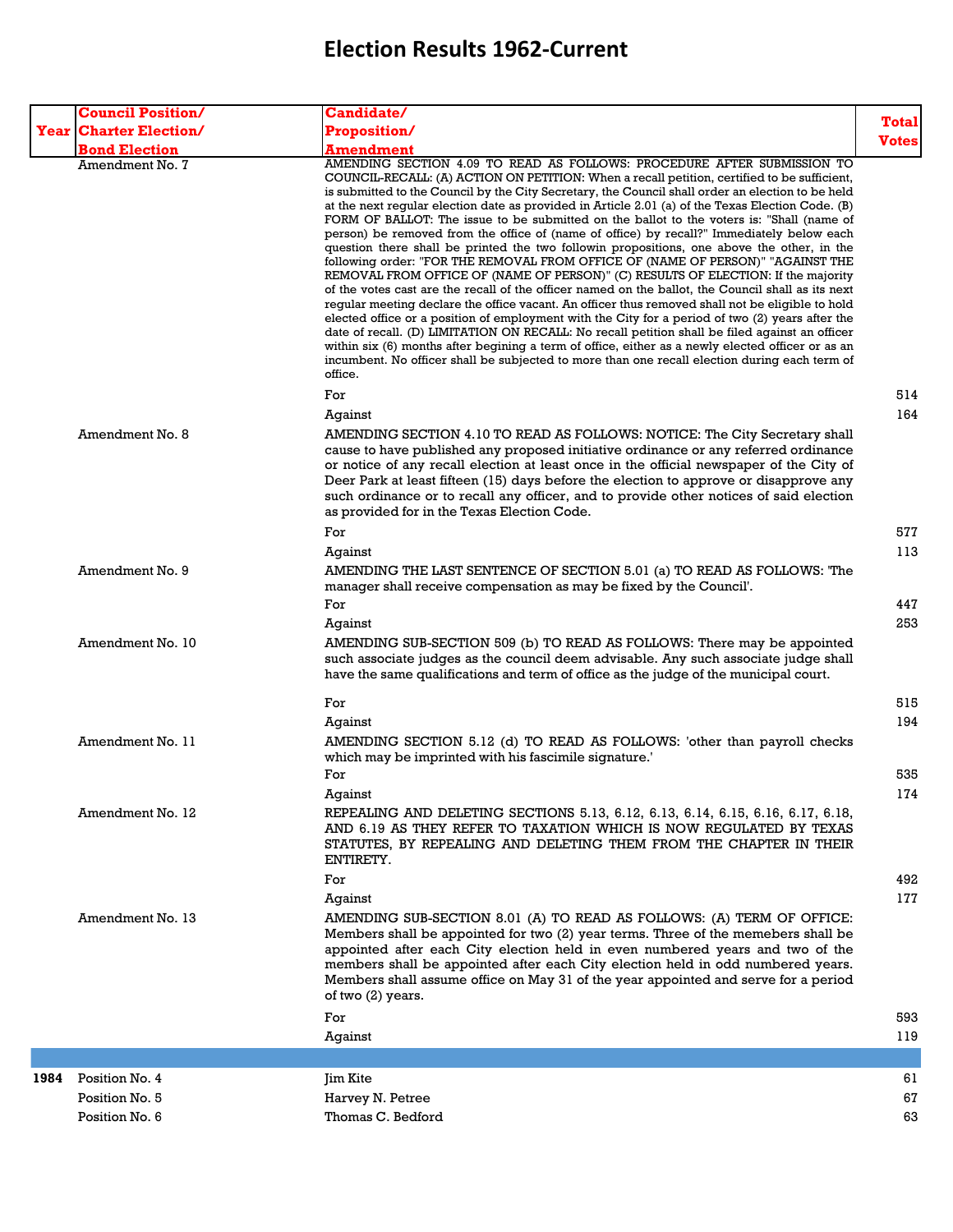# Election Results 1962-Current

| Year | Council Position/ Charter Election/ Bond Election | Candidate/ Proposition/ Amendment | Total Votes |
|---|---|---|---|
| | Amendment No. 7 | AMENDING SECTION 4.09 TO READ AS FOLLOWS: PROCEDURE AFTER SUBMISSION TO COUNCIL-RECALL: (A) ACTION ON PETITION: When a recall petition, certified to be sufficient, is submitted to the Council by the City Secretary, the Council shall order an election to be held at the next regular election date as provided in Article 2.01 (a) of the Texas Election Code. (B) FORM OF BALLOT: The issue to be submitted on the ballot to the voters is: "Shall (name of person) be removed from the office of (name of office) by recall?" Immediately below each question there shall be printed the two followin propositions, one above the other, in the following order: "FOR THE REMOVAL FROM OFFICE OF (NAME OF PERSON)" "AGAINST THE REMOVAL FROM OFFICE OF (NAME OF PERSON)" (C) RESULTS OF ELECTION: If the majority of the votes cast are the recall of the officer named on the ballot, the Council shall as its next regular meeting declare the office vacant. An officer thus removed shall not be eligible to hold elected office or a position of employment with the City for a period of two (2) years after the date of recall. (D) LIMITATION ON RECALL: No recall petition shall be filed against an officer within six (6) months after begining a term of office, either as a newly elected officer or as an incumbent. No officer shall be subjected to more than one recall election during each term of office. | |
| | | For | 514 |
| | | Against | 164 |
| | Amendment No. 8 | AMENDING SECTION 4.10 TO READ AS FOLLOWS: NOTICE: The City Secretary shall cause to have published any proposed initiative ordinance or any referred ordinance or notice of any recall election at least once in the official newspaper of the City of Deer Park at least fifteen (15) days before the election to approve or disapprove any such ordinance or to recall any officer, and to provide other notices of said election as provided for in the Texas Election Code. | |
| | | For | 577 |
| | | Against | 113 |
| | Amendment No. 9 | AMENDING THE LAST SENTENCE OF SECTION 5.01 (a) TO READ AS FOLLOWS: 'The manager shall receive compensation as may be fixed by the Council'. | |
| | | For | 447 |
| | | Against | 253 |
| | Amendment No. 10 | AMENDING SUB-SECTION 509 (b) TO READ AS FOLLOWS: There may be appointed such associate judges as the council deem advisable. Any such associate judge shall have the same qualifications and term of office as the judge of the municipal court. | |
| | | For | 515 |
| | | Against | 194 |
| | Amendment No. 11 | AMENDING SECTION 5.12 (d) TO READ AS FOLLOWS: 'other than payroll checks which may be imprinted with his fascimile signature.' | |
| | | For | 535 |
| | | Against | 174 |
| | Amendment No. 12 | REPEALING AND DELETING SECTIONS 5.13, 6.12, 6.13, 6.14, 6.15, 6.16, 6.17, 6.18, AND 6.19 AS THEY REFER TO TAXATION WHICH IS NOW REGULATED BY TEXAS STATUTES, BY REPEALING AND DELETING THEM FROM THE CHAPTER IN THEIR ENTIRETY. | |
| | | For | 492 |
| | | Against | 177 |
| | Amendment No. 13 | AMENDING SUB-SECTION 8.01 (A) TO READ AS FOLLOWS: (A) TERM OF OFFICE: Members shall be appointed for two (2) year terms. Three of the memebers shall be appointed after each City election held in even numbered years and two of the members shall be appointed after each City election held in odd numbered years. Members shall assume office on May 31 of the year appointed and serve for a period of two (2) years. | |
| | | For | 593 |
| | | Against | 119 |
| | | | |
| **1984** | Position No. 4 | Jim Kite | 61 |
| | Position No. 5 | Harvey N. Petree | 67 |
| | Position No. 6 | Thomas C. Bedford | 63 |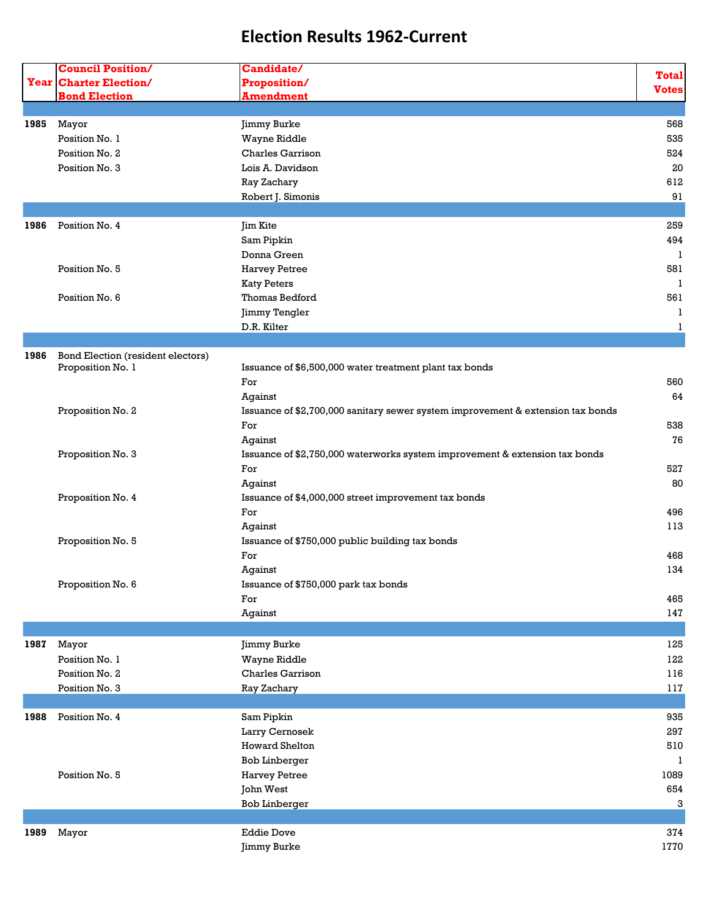# Election Results 1962-Current

| Year | Council Position/ Charter Election/ Bond Election | Candidate/ Proposition/ Amendment | Total Votes |
|---|---|---|---|
| | | | |
| **1985** | Mayor | Jimmy Burke | 568 |
| | Position No. 1 | Wayne Riddle | 535 |
| | Position No. 2 | Charles Garrison | 524 |
| | Position No. 3 | Lois A. Davidson | 20 |
| | | Ray Zachary | 612 |
| | | Robert J. Simonis | 91 |
| | | | |
| **1986** | Position No. 4 | Jim Kite | 259 |
| | | Sam Pipkin | 494 |
| | | Donna Green | 1 |
| | Position No. 5 | Harvey Petree | 581 |
| | | Katy Peters | 1 |
| | Position No. 6 | Thomas Bedford | 561 |
| | | Jimmy Tengler | 1 |
| | | D.R. Kilter | 1 |
| | | | |
| **1986** | Bond Election (resident electors) | | |
| | Proposition No. 1 | Issuance of $6,500,000 water treatment plant tax bonds | |
| | | For | 560 |
| | | Against | 64 |
| | Proposition No. 2 | Issuance of $2,700,000 sanitary sewer system improvement & extension tax bonds | |
| | | For | 538 |
| | | Against | 76 |
| | Proposition No. 3 | Issuance of $2,750,000 waterworks system improvement & extension tax bonds | |
| | | For | 527 |
| | | Against | 80 |
| | Proposition No. 4 | Issuance of $4,000,000 street improvement tax bonds | |
| | | For | 496 |
| | | Against | 113 |
| | Proposition No. 5 | Issuance of $750,000 public building tax bonds | |
| | | For | 468 |
| | | Against | 134 |
| | Proposition No. 6 | Issuance of $750,000 park tax bonds | |
| | | For | 465 |
| | | Against | 147 |
| | | | |
| **1987** | Mayor | Jimmy Burke | 125 |
| | Position No. 1 | Wayne Riddle | 122 |
| | Position No. 2 | Charles Garrison | 116 |
| | Position No. 3 | Ray Zachary | 117 |
| | | | |
| **1988** | Position No. 4 | Sam Pipkin | 935 |
| | | Larry Cernosek | 297 |
| | | Howard Shelton | 510 |
| | | Bob Linberger | 1 |
| | Position No. 5 | Harvey Petree | 1089 |
| | | John West | 654 |
| | | Bob Linberger | 3 |
| | | | |
| **1989** | Mayor | Eddie Dove | 374 |
| | | Jimmy Burke | 1770 |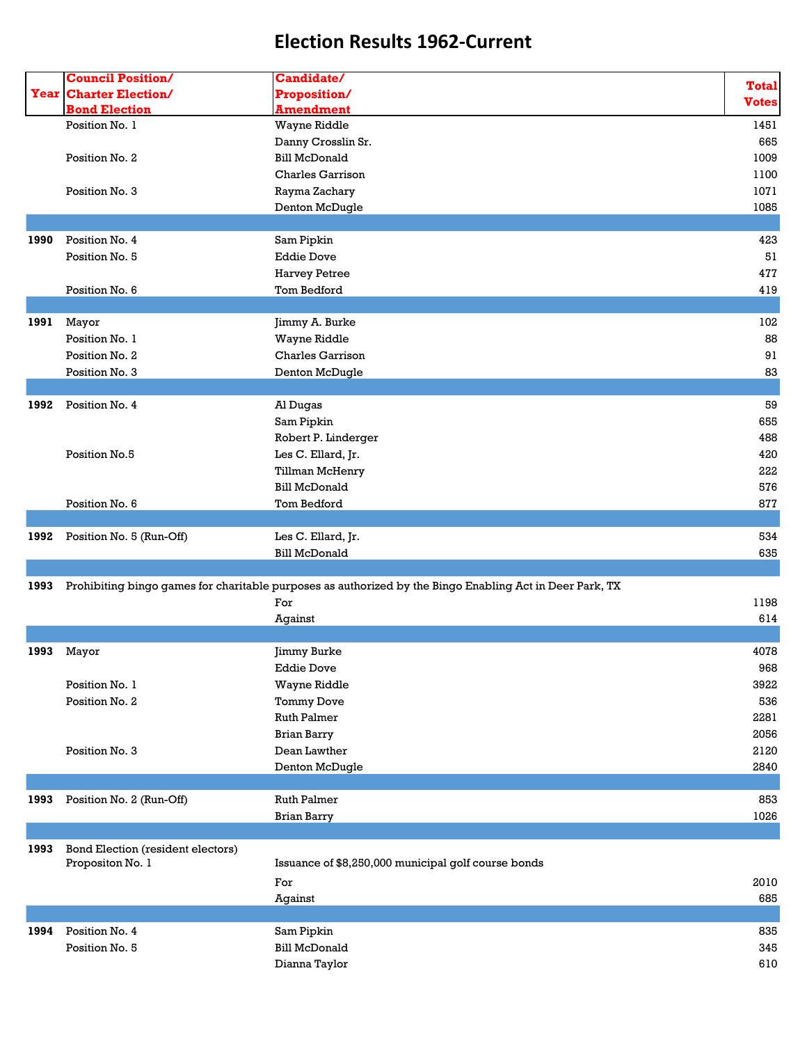# Election Results 1962-Current

| Year | Council Position/ Charter Election/ Bond Election | Candidate/ Proposition/ Amendment | Total Votes |
|---|---|---|---|
| | Position No. 1 | Wayne Riddle | 1451 |
| | | Danny Crosslin Sr. | 665 |
| | Position No. 2 | Bill McDonald | 1009 |
| | | Charles Garrison | 1100 |
| | Position No. 3 | Rayma Zachary | 1071 |
| | | Denton McDugle | 1085 |
| | | | |
| 1990 | Position No. 4 | Sam Pipkin | 423 |
| | Position No. 5 | Eddie Dove | 51 |
| | | Harvey Petree | 477 |
| | Position No. 6 | Tom Bedford | 419 |
| | | | |
| 1991 | Mayor | Jimmy A. Burke | 102 |
| | Position No. 1 | Wayne Riddle | 88 |
| | Position No. 2 | Charles Garrison | 91 |
| | Position No. 3 | Denton McDugle | 83 |
| | | | |
| 1992 | Position No. 4 | Al Dugas | 59 |
| | | Sam Pipkin | 655 |
| | | Robert P. Linderger | 488 |
| | Position No.5 | Les C. Ellard, Jr. | 420 |
| | | Tillman McHenry | 222 |
| | | Bill McDonald | 576 |
| | Position No. 6 | Tom Bedford | 877 |
| | | | |
| 1992 | Position No. 5 (Run-Off) | Les C. Ellard, Jr. | 534 |
| | | Bill McDonald | 635 |
| | | | |
| 1993 | Prohibiting bingo games for charitable purposes as authorized by the Bingo Enabling Act in Deer Park, TX | | |
| | | For | 1198 |
| | | Against | 614 |
| | | | |
| 1993 | Mayor | Jimmy Burke | 4078 |
| | | Eddie Dove | 968 |
| | Position No. 1 | Wayne Riddle | 3922 |
| | Position No. 2 | Tommy Dove | 536 |
| | | Ruth Palmer | 2281 |
| | | Brian Barry | 2056 |
| | Position No. 3 | Dean Lawther | 2120 |
| | | Denton McDugle | 2840 |
| | | | |
| 1993 | Position No. 2 (Run-Off) | Ruth Palmer | 853 |
| | | Brian Barry | 1026 |
| | | | |
| 1993 | Bond Election (resident electors) | | |
| | Propositon No. 1 | Issuance of $8,250,000 municipal golf course bonds | |
| | | For | 2010 |
| | | Against | 685 |
| | | | |
| 1994 | Position No. 4 | Sam Pipkin | 835 |
| | Position No. 5 | Bill McDonald | 345 |
| | | Dianna Taylor | 610 |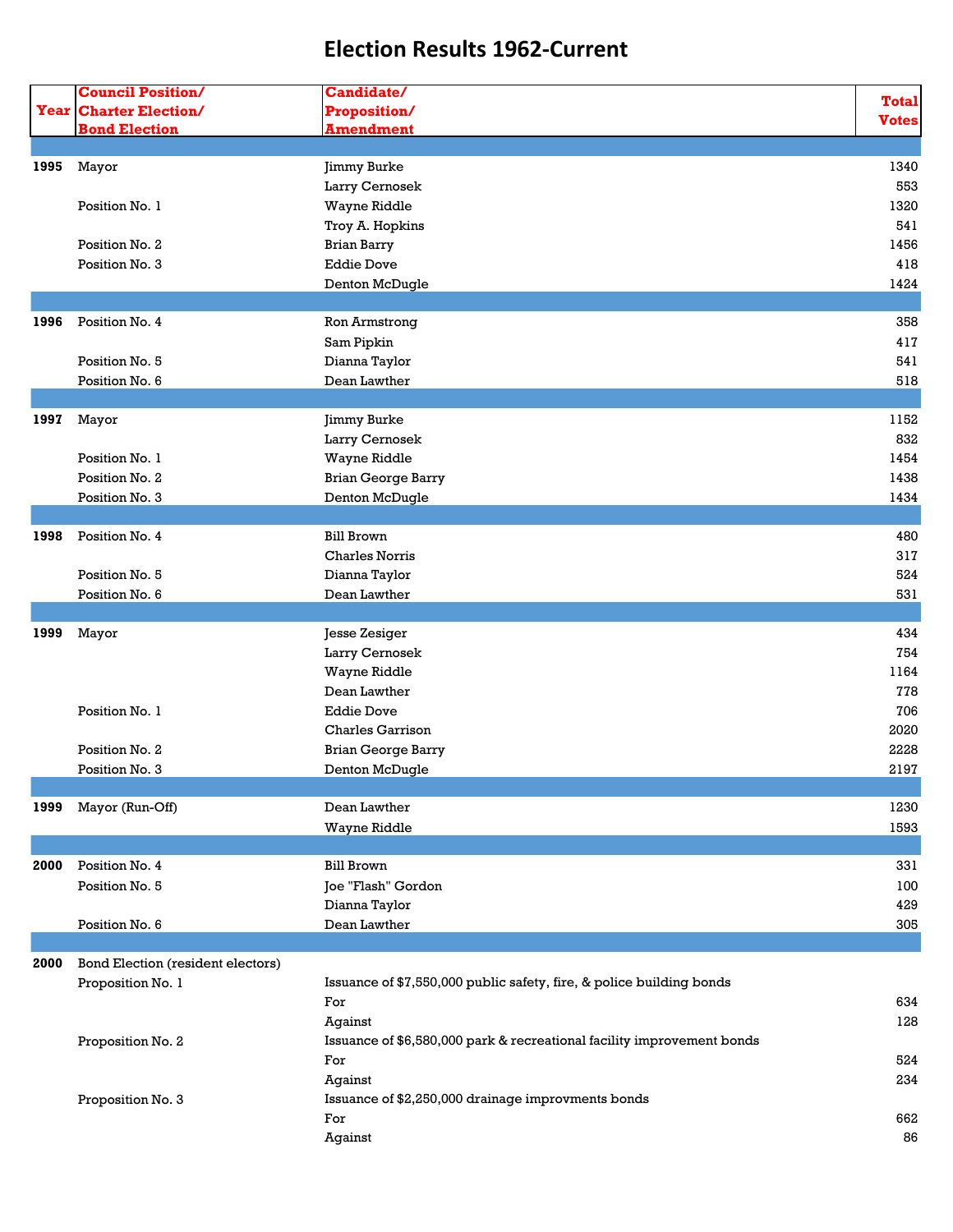# Election Results 1962-Current

| Year | Council Position/ Charter Election/ Bond Election | Candidate/ Proposition/ Amendment | Total Votes |
|---|---|---|---|
| 1995 | Mayor | Jimmy Burke | 1340 |
| | | Larry Cernosek | 553 |
| | Position No. 1 | Wayne Riddle | 1320 |
| | | Troy A. Hopkins | 541 |
| | Position No. 2 | Brian Barry | 1456 |
| | Position No. 3 | Eddie Dove | 418 |
| | | Denton McDugle | 1424 |
| 1996 | Position No. 4 | Ron Armstrong | 358 |
| | | Sam Pipkin | 417 |
| | Position No. 5 | Dianna Taylor | 541 |
| | Position No. 6 | Dean Lawther | 518 |
| 1997 | Mayor | Jimmy Burke | 1152 |
| | | Larry Cernosek | 832 |
| | Position No. 1 | Wayne Riddle | 1454 |
| | Position No. 2 | Brian George Barry | 1438 |
| | Position No. 3 | Denton McDugle | 1434 |
| 1998 | Position No. 4 | Bill Brown | 480 |
| | | Charles Norris | 317 |
| | Position No. 5 | Dianna Taylor | 524 |
| | Position No. 6 | Dean Lawther | 531 |
| 1999 | Mayor | Jesse Zesiger | 434 |
| | | Larry Cernosek | 754 |
| | | Wayne Riddle | 1164 |
| | | Dean Lawther | 778 |
| | Position No. 1 | Eddie Dove | 706 |
| | | Charles Garrison | 2020 |
| | Position No. 2 | Brian George Barry | 2228 |
| | Position No. 3 | Denton McDugle | 2197 |
| 1999 | Mayor (Run-Off) | Dean Lawther | 1230 |
| | | Wayne Riddle | 1593 |
| 2000 | Position No. 4 | Bill Brown | 331 |
| | Position No. 5 | Joe "Flash" Gordon | 100 |
| | | Dianna Taylor | 429 |
| | Position No. 6 | Dean Lawther | 305 |
| 2000 | Bond Election (resident electors) | | |
| | Proposition No. 1 | Issuance of $7,550,000 public safety, fire, & police building bonds | |
| | | For | 634 |
| | | Against | 128 |
| | Proposition No. 2 | Issuance of $6,580,000 park & recreational facility improvement bonds | |
| | | For | 524 |
| | | Against | 234 |
| | Proposition No. 3 | Issuance of $2,250,000 drainage improvments bonds | |
| | | For | 662 |
| | | Against | 86 |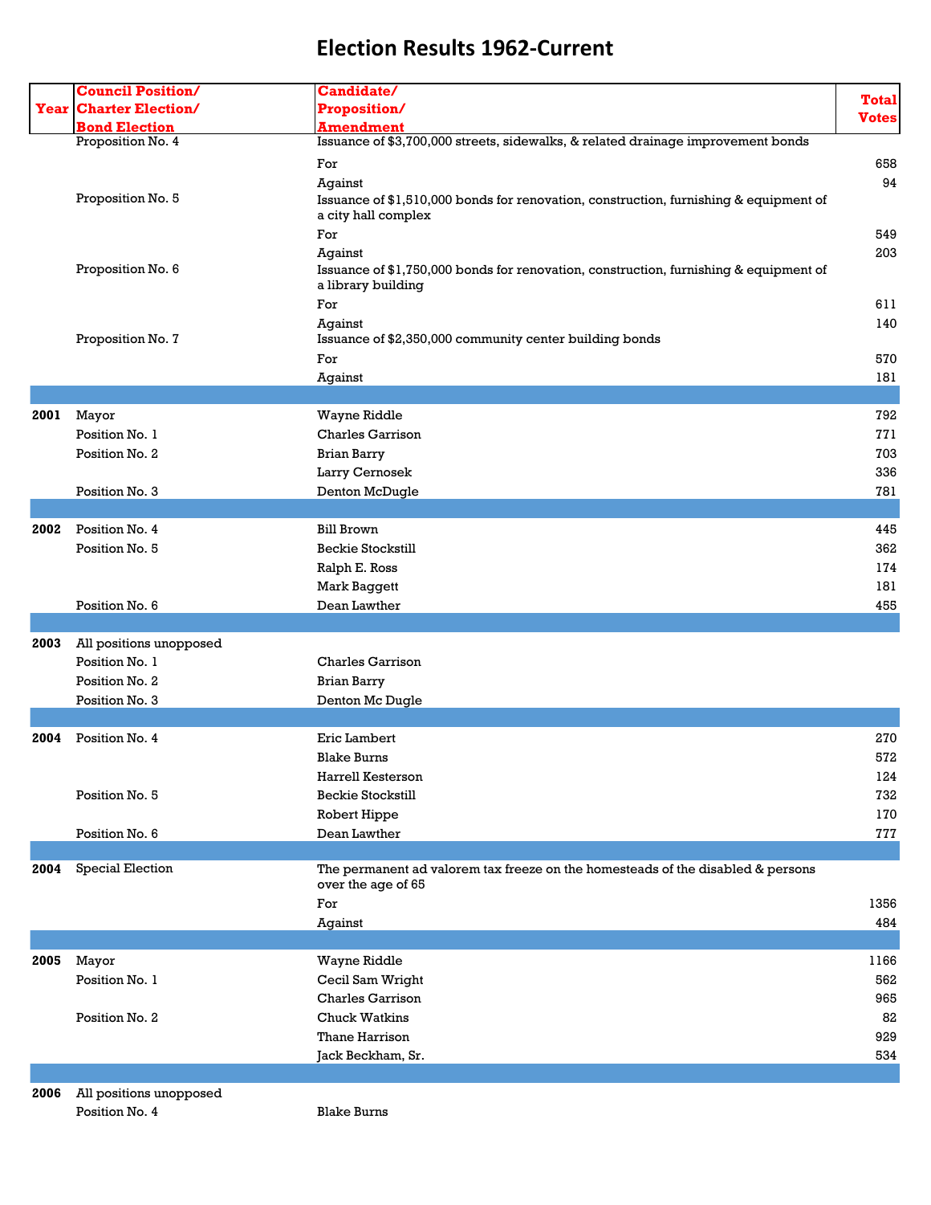# Election Results 1962-Current

| Year | Council Position/ Charter Election/ Bond Election | Candidate/ Proposition/ Amendment | Total Votes |
|---|---|---|---|
| | Proposition No. 4 | Issuance of $3,700,000 streets, sidewalks, & related drainage improvement bonds | |
| | | For | 658 |
| | | Against | 94 |
| | Proposition No. 5 | Issuance of $1,510,000 bonds for renovation, construction, furnishing & equipment of a city hall complex | |
| | | For | 549 |
| | | Against | 203 |
| | Proposition No. 6 | Issuance of $1,750,000 bonds for renovation, construction, furnishing & equipment of a library building | |
| | | For | 611 |
| | | Against | 140 |
| | Proposition No. 7 | Issuance of $2,350,000 community center building bonds | |
| | | For | 570 |
| | | Against | 181 |
| | | | |
| 2001 | Mayor | Wayne Riddle | 792 |
| | Position No. 1 | Charles Garrison | 771 |
| | Position No. 2 | Brian Barry | 703 |
| | | Larry Cernosek | 336 |
| | Position No. 3 | Denton McDugle | 781 |
| | | | |
| 2002 | Position No. 4 | Bill Brown | 445 |
| | Position No. 5 | Beckie Stockstill | 362 |
| | | Ralph E. Ross | 174 |
| | | Mark Baggett | 181 |
| | Position No. 6 | Dean Lawther | 455 |
| | | | |
| 2003 | All positions unopposed | | |
| | Position No. 1 | Charles Garrison | |
| | Position No. 2 | Brian Barry | |
| | Position No. 3 | Denton Mc Dugle | |
| | | | |
| 2004 | Position No. 4 | Eric Lambert | 270 |
| | | Blake Burns | 572 |
| | | Harrell Kesterson | 124 |
| | Position No. 5 | Beckie Stockstill | 732 |
| | | Robert Hippe | 170 |
| | Position No. 6 | Dean Lawther | 777 |
| | | | |
| 2004 | Special Election | The permanent ad valorem tax freeze on the homesteads of the disabled & persons over the age of 65 | |
| | | For | 1356 |
| | | Against | 484 |
| | | | |
| 2005 | Mayor | Wayne Riddle | 1166 |
| | Position No. 1 | Cecil Sam Wright | 562 |
| | | Charles Garrison | 965 |
| | Position No. 2 | Chuck Watkins | 82 |
| | | Thane Harrison | 929 |
| | | Jack Beckham, Sr. | 534 |
| | | | |
| 2006 | All positions unopposed | | |
| | Position No. 4 | Blake Burns | |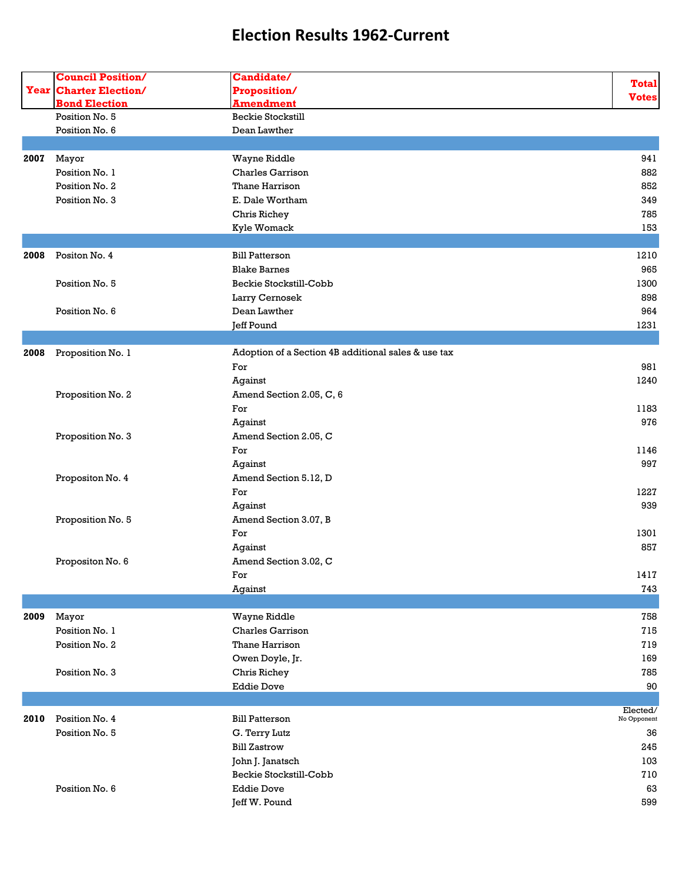# Election Results 1962-Current

| Year | Council Position/ Charter Election/ Bond Election | Candidate/ Proposition/ Amendment | Total Votes |
|---|---|---|---|
| | Position No. 5 | Beckie Stockstill | |
| | Position No. 6 | Dean Lawther | |
| | | | |
| 2007 | Mayor | Wayne Riddle | 941 |
| | Position No. 1 | Charles Garrison | 882 |
| | Position No. 2 | Thane Harrison | 852 |
| | Position No. 3 | E. Dale Wortham | 349 |
| | | Chris Richey | 785 |
| | | Kyle Womack | 153 |
| | | | |
| 2008 | Positon No. 4 | Bill Patterson | 1210 |
| | | Blake Barnes | 965 |
| | Position No. 5 | Beckie Stockstill-Cobb | 1300 |
| | | Larry Cernosek | 898 |
| | Position No. 6 | Dean Lawther | 964 |
| | | Jeff Pound | 1231 |
| | | | |
| 2008 | Proposition No. 1 | Adoption of a Section 4B additional sales & use tax | |
| | | For | 981 |
| | | Against | 1240 |
| | Proposition No. 2 | Amend Section 2.05, C, 6 | |
| | | For | 1183 |
| | | Against | 976 |
| | Proposition No. 3 | Amend Section 2.05, C | |
| | | For | 1146 |
| | | Against | 997 |
| | Propositon No. 4 | Amend Section 5.12, D | |
| | | For | 1227 |
| | | Against | 939 |
| | Proposition No. 5 | Amend Section 3.07, B | |
| | | For | 1301 |
| | | Against | 857 |
| | Propositon No. 6 | Amend Section 3.02, C | |
| | | For | 1417 |
| | | Against | 743 |
| | | | |
| 2009 | Mayor | Wayne Riddle | 758 |
| | Position No. 1 | Charles Garrison | 715 |
| | Position No. 2 | Thane Harrison | 719 |
| | | Owen Doyle, Jr. | 169 |
| | Position No. 3 | Chris Richey | 785 |
| | | Eddie Dove | 90 |
| | | | |
| 2010 | Position No. 4 | Bill Patterson | Elected/ No Opponent |
| | Position No. 5 | G. Terry Lutz | 36 |
| | | Bill Zastrow | 245 |
| | | John J. Janatsch | 103 |
| | | Beckie Stockstill-Cobb | 710 |
| | Position No. 6 | Eddie Dove | 63 |
| | | Jeff W. Pound | 599 |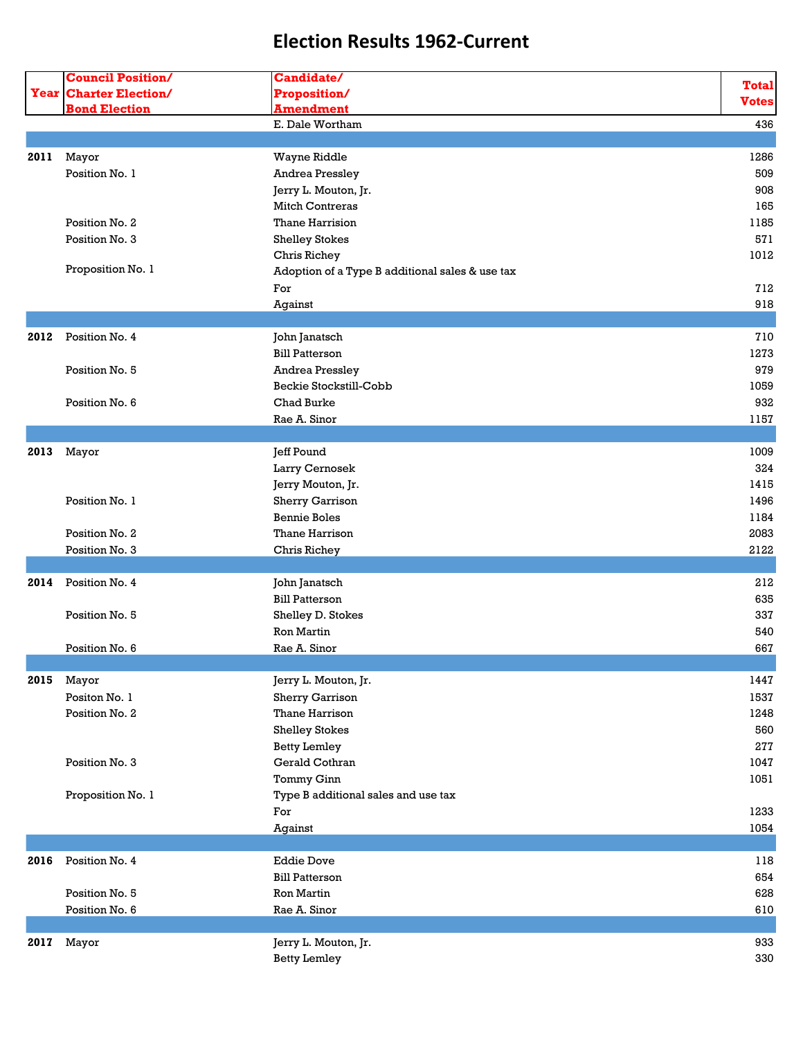# Election Results 1962-Current

| Year | Council Position/ Charter Election/ Bond Election | Candidate/ Proposition/ Amendment | Total Votes |
|---|---|---|---|
| | | E. Dale Wortham | 436 |
| | | | |
| **2011** | Mayor | Wayne Riddle | 1286 |
| | Position No. 1 | Andrea Pressley | 509 |
| | | Jerry L. Mouton, Jr. | 908 |
| | | Mitch Contreras | 165 |
| | Position No. 2 | Thane Harrision | 1185 |
| | Position No. 3 | Shelley Stokes | 571 |
| | | Chris Richey | 1012 |
| | Proposition No. 1 | Adoption of a Type B additional sales & use tax | |
| | | For | 712 |
| | | Against | 918 |
| | | | |
| **2012** | Position No. 4 | John Janatsch | 710 |
| | | Bill Patterson | 1273 |
| | Position No. 5 | Andrea Pressley | 979 |
| | | Beckie Stockstill-Cobb | 1059 |
| | Position No. 6 | Chad Burke | 932 |
| | | Rae A. Sinor | 1157 |
| | | | |
| **2013** | Mayor | Jeff Pound | 1009 |
| | | Larry Cernosek | 324 |
| | | Jerry Mouton, Jr. | 1415 |
| | Position No. 1 | Sherry Garrison | 1496 |
| | | Bennie Boles | 1184 |
| | Position No. 2 | Thane Harrison | 2083 |
| | Position No. 3 | Chris Richey | 2122 |
| | | | |
| **2014** | Position No. 4 | John Janatsch | 212 |
| | | Bill Patterson | 635 |
| | Position No. 5 | Shelley D. Stokes | 337 |
| | | Ron Martin | 540 |
| | Position No. 6 | Rae A. Sinor | 667 |
| | | | |
| **2015** | Mayor | Jerry L. Mouton, Jr. | 1447 |
| | Positon No. 1 | Sherry Garrison | 1537 |
| | Position No. 2 | Thane Harrison | 1248 |
| | | Shelley Stokes | 560 |
| | | Betty Lemley | 277 |
| | Position No. 3 | Gerald Cothran | 1047 |
| | | Tommy Ginn | 1051 |
| | Proposition No. 1 | Type B additional sales and use tax | |
| | | For | 1233 |
| | | Against | 1054 |
| | | | |
| **2016** | Position No. 4 | Eddie Dove | 118 |
| | | Bill Patterson | 654 |
| | Position No. 5 | Ron Martin | 628 |
| | Position No. 6 | Rae A. Sinor | 610 |
| | | | |
| **2017** | Mayor | Jerry L. Mouton, Jr. | 933 |
| | | Betty Lemley | 330 |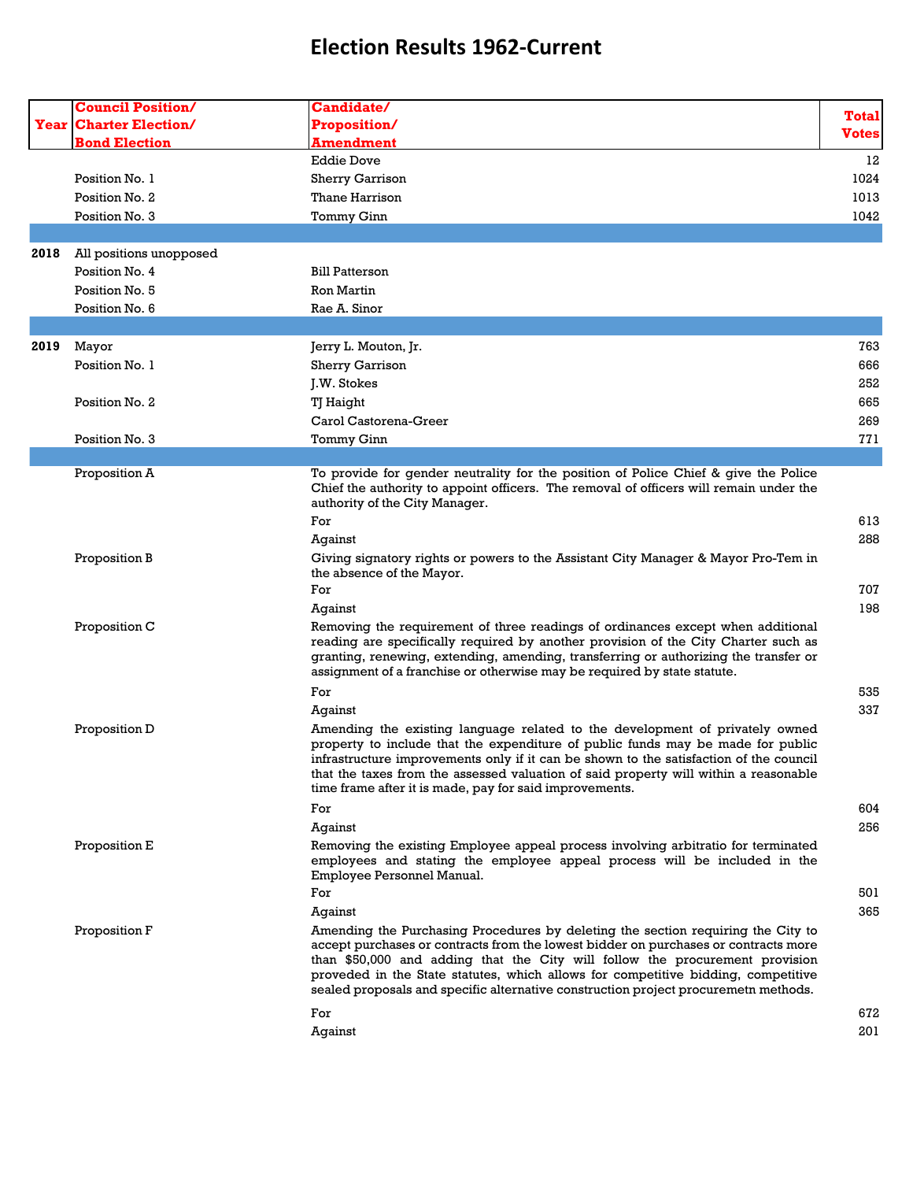# Election Results 1962-Current

| Year | Council Position/ Charter Election/ Bond Election | Candidate/ Proposition/ Amendment | Total Votes |
|---|---|---|---|
| | | Eddie Dove | 12 |
| | Position No. 1 | Sherry Garrison | 1024 |
| | Position No. 2 | Thane Harrison | 1013 |
| | Position No. 3 | Tommy Ginn | 1042 |
| | | | |
| **2018** | All positions unopposed | | |
| | Position No. 4 | Bill Patterson | |
| | Position No. 5 | Ron Martin | |
| | Position No. 6 | Rae A. Sinor | |
| | | | |
| **2019** | Mayor | Jerry L. Mouton, Jr. | 763 |
| | Position No. 1 | Sherry Garrison | 666 |
| | | J.W. Stokes | 252 |
| | Position No. 2 | TJ Haight | 665 |
| | | Carol Castorena-Greer | 269 |
| | Position No. 3 | Tommy Ginn | 771 |
| | | | |
| | Proposition A | To provide for gender neutrality for the position of Police Chief & give the Police Chief the authority to appoint officers. The removal of officers will remain under the authority of the City Manager. | |
| | | For | 613 |
| | | Against | 288 |
| | Proposition B | Giving signatory rights or powers to the Assistant City Manager & Mayor Pro-Tem in the absence of the Mayor. | |
| | | For | 707 |
| | | Against | 198 |
| | Proposition C | Removing the requirement of three readings of ordinances except when additional reading are specifically required by another provision of the City Charter such as granting, renewing, extending, amending, transferring or authorizing the transfer or assignment of a franchise or otherwise may be required by state statute. | |
| | | For | 535 |
| | | Against | 337 |
| | Proposition D | Amending the existing language related to the development of privately owned property to include that the expenditure of public funds may be made for public infrastructure improvements only if it can be shown to the satisfaction of the council that the taxes from the assessed valuation of said property will within a reasonable time frame after it is made, pay for said improvements. | |
| | | For | 604 |
| | | Against | 256 |
| | Proposition E | Removing the existing Employee appeal process involving arbitratio for terminated employees and stating the employee appeal process will be included in the Employee Personnel Manual. | |
| | | For | 501 |
| | | Against | 365 |
| | Proposition F | Amending the Purchasing Procedures by deleting the section requiring the City to accept purchases or contracts from the lowest bidder on purchases or contracts more than $50,000 and adding that the City will follow the procurement provision proveded in the State statutes, which allows for competitive bidding, competitive sealed proposals and specific alternative construction project procuremetn methods. | |
| | | For | 672 |
| | | Against | 201 |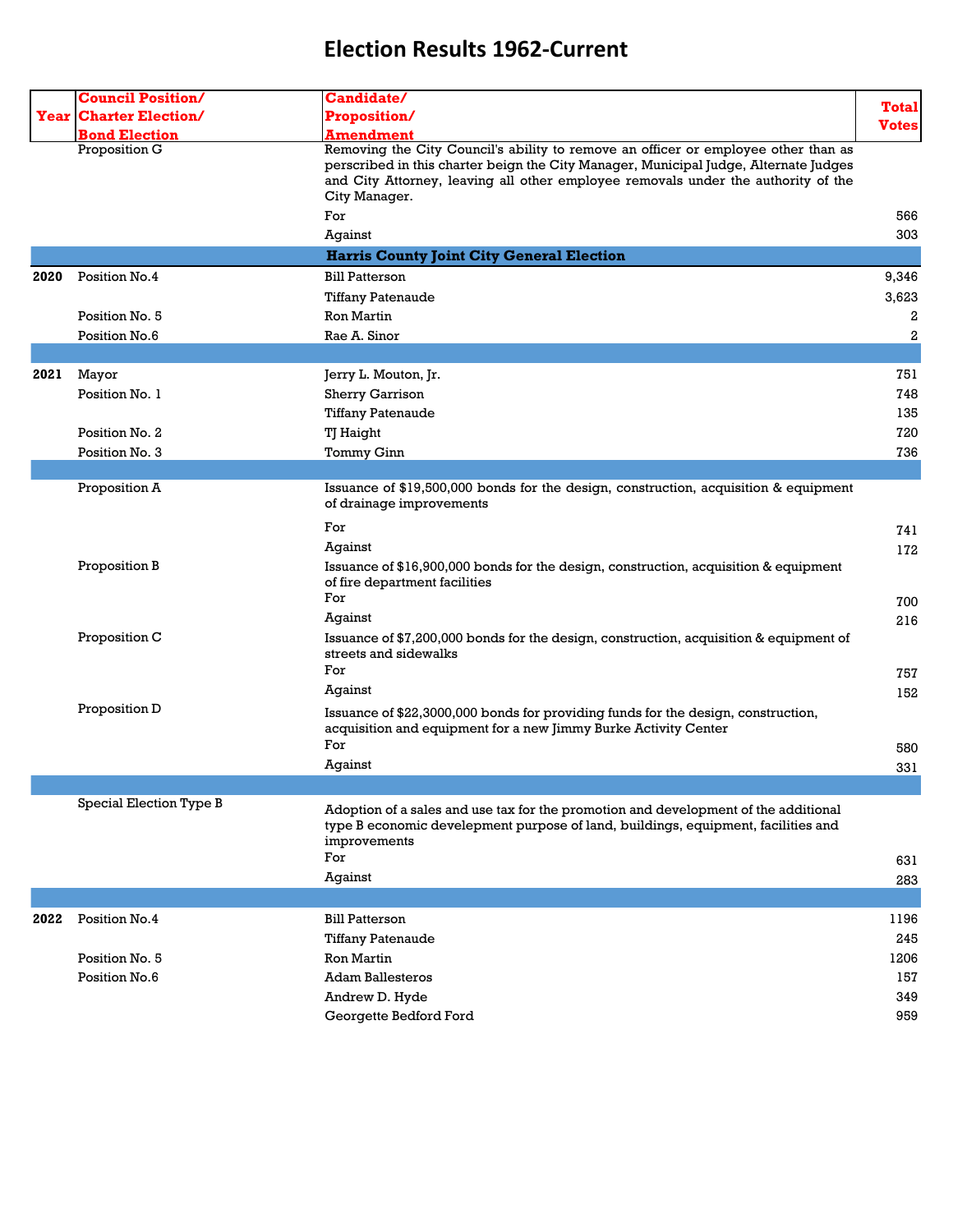# Election Results 1962-Current

| Year | Council Position/ Charter Election/ Bond Election | Candidate/ Proposition/ Amendment | Total Votes |
|---|---|---|---|
| | Proposition G | Removing the City Council's ability to remove an officer or employee other than as perscribed in this charter beign the City Manager, Municipal Judge, Alternate Judges and City Attorney, leaving all other employee removals under the authority of the City Manager. | |
| | | For | 566 |
| | | Against | 303 |
| | | **Harris County Joint City General Election** | |
| **2020** | Position No.4 | Bill Patterson | 9,346 |
| | | Tiffany Patenaude | 3,623 |
| | Position No. 5 | Ron Martin | 2 |
| | Position No.6 | Rae A. Sinor | 2 |
| | | | |
| **2021** | Mayor | Jerry L. Mouton, Jr. | 751 |
| | Position No. 1 | Sherry Garrison | 748 |
| | | Tiffany Patenaude | 135 |
| | Position No. 2 | TJ Haight | 720 |
| | Position No. 3 | Tommy Ginn | 736 |
| | | | |
| | Proposition A | Issuance of $19,500,000 bonds for the design, construction, acquisition & equipment of drainage improvements | |
| | | For | 741 |
| | | Against | 172 |
| | Proposition B | Issuance of $16,900,000 bonds for the design, construction, acquisition & equipment of fire department facilities | |
| | | For | 700 |
| | | Against | 216 |
| | Proposition C | Issuance of $7,200,000 bonds for the design, construction, acquisition & equipment of streets and sidewalks | |
| | | For | 757 |
| | | Against | 152 |
| | Proposition D | Issuance of $22,3000,000 bonds for providing funds for the design, construction, acquisition and equipment for a new Jimmy Burke Activity Center | |
| | | For | 580 |
| | | Against | 331 |
| | | | |
| | Special Election Type B | Adoption of a sales and use tax for the promotion and development of the additional type B economic develepment purpose of land, buildings, equipment, facilities and improvements | |
| | | For | 631 |
| | | Against | 283 |
| | | | |
| **2022** | Position No.4 | Bill Patterson | 1196 |
| | | Tiffany Patenaude | 245 |
| | Position No. 5 | Ron Martin | 1206 |
| | Position No.6 | Adam Ballesteros | 157 |
| | | Andrew D. Hyde | 349 |
| | | Georgette Bedford Ford | 959 |